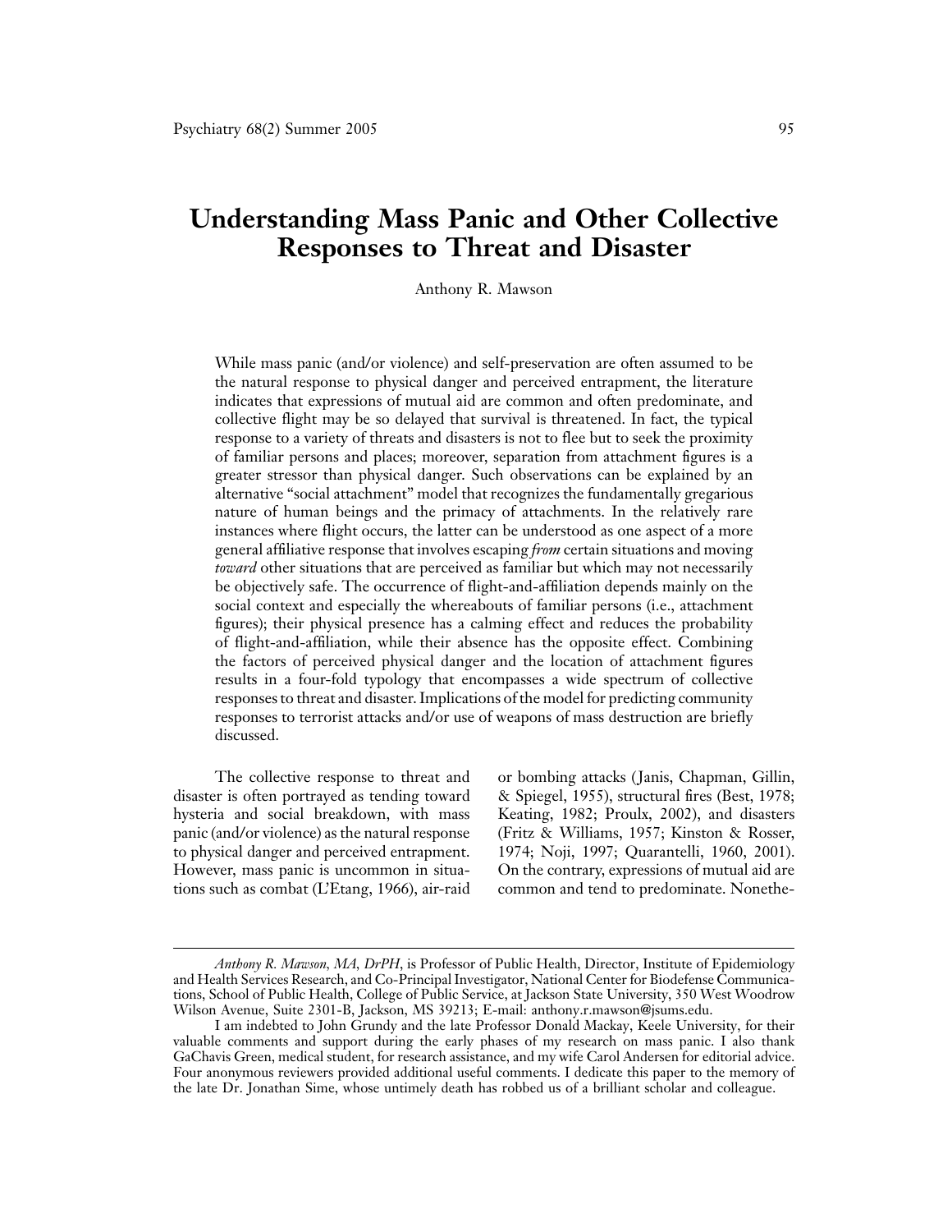# Understanding Mass Panic and Other Collective Responses to Threat and Disaster

Anthony R. Mawson

While mass panic (and/or violence) and self-preservation are often assumed to be the natural response to physical danger and perceived entrapment, the literature indicates that expressions of mutual aid are common and often predominate, and collective flight may be so delayed that survival is threatened. In fact, the typical response to a variety of threats and disasters is not to flee but to seek the proximity of familiar persons and places; moreover, separation from attachment figures is a greater stressor than physical danger. Such observations can be explained by an alternative "social attachment" model that recognizes the fundamentally gregarious nature of human beings and the primacy of attachments. In the relatively rare instances where flight occurs, the latter can be understood as one aspect of a more general affiliative response that involves escaping *from* certain situations and moving *toward* other situations that are perceived as familiar but which may not necessarily be objectively safe. The occurrence of flight-and-affiliation depends mainly on the social context and especially the whereabouts of familiar persons (i.e., attachment figures); their physical presence has a calming effect and reduces the probability of flight-and-affiliation, while their absence has the opposite effect. Combining the factors of perceived physical danger and the location of attachment figures results in a four-fold typology that encompasses a wide spectrum of collective responses to threat and disaster. Implications of the model for predicting community responses to terrorist attacks and/or use of weapons of mass destruction are briefly discussed.

The collective response to threat and disaster is often portrayed as tending toward hysteria and social breakdown, with mass panic (and/or violence) as the natural response to physical danger and perceived entrapment. However, mass panic is uncommon in situations such as combat (L'Etang, 1966), air-raid or bombing attacks (Janis, Chapman, Gillin, & Spiegel, 1955), structural fires (Best, 1978; Keating, 1982; Proulx, 2002), and disasters (Fritz & Williams, 1957; Kinston & Rosser, 1974; Noji, 1997; Quarantelli, 1960, 2001). On the contrary, expressions of mutual aid are common and tend to predominate. Nonethe-

---

*Anthony R. Mawson, MA, DrPH*, is Professor of Public Health, Director, Institute of Epidemiology and Health Services Research, and Co-Principal Investigator, National Center for Biodefense Communications, School of Public Health, College of Public Service, at Jackson State University, 350 West Woodrow Wilson Avenue, Suite 2301-B, Jackson, MS 39213; E-mail: anthony.r.mawson@jsums.edu.

I am indebted to John Grundy and the late Professor Donald Mackay, Keele University, for their valuable comments and support during the early phases of my research on mass panic. I also thank GaChavis Green, medical student, for research assistance, and my wife Carol Andersen for editorial advice. Four anonymous reviewers provided additional useful comments. I dedicate this paper to the memory of the late Dr. Jonathan Sime, whose untimely death has robbed us of a brilliant scholar and colleague.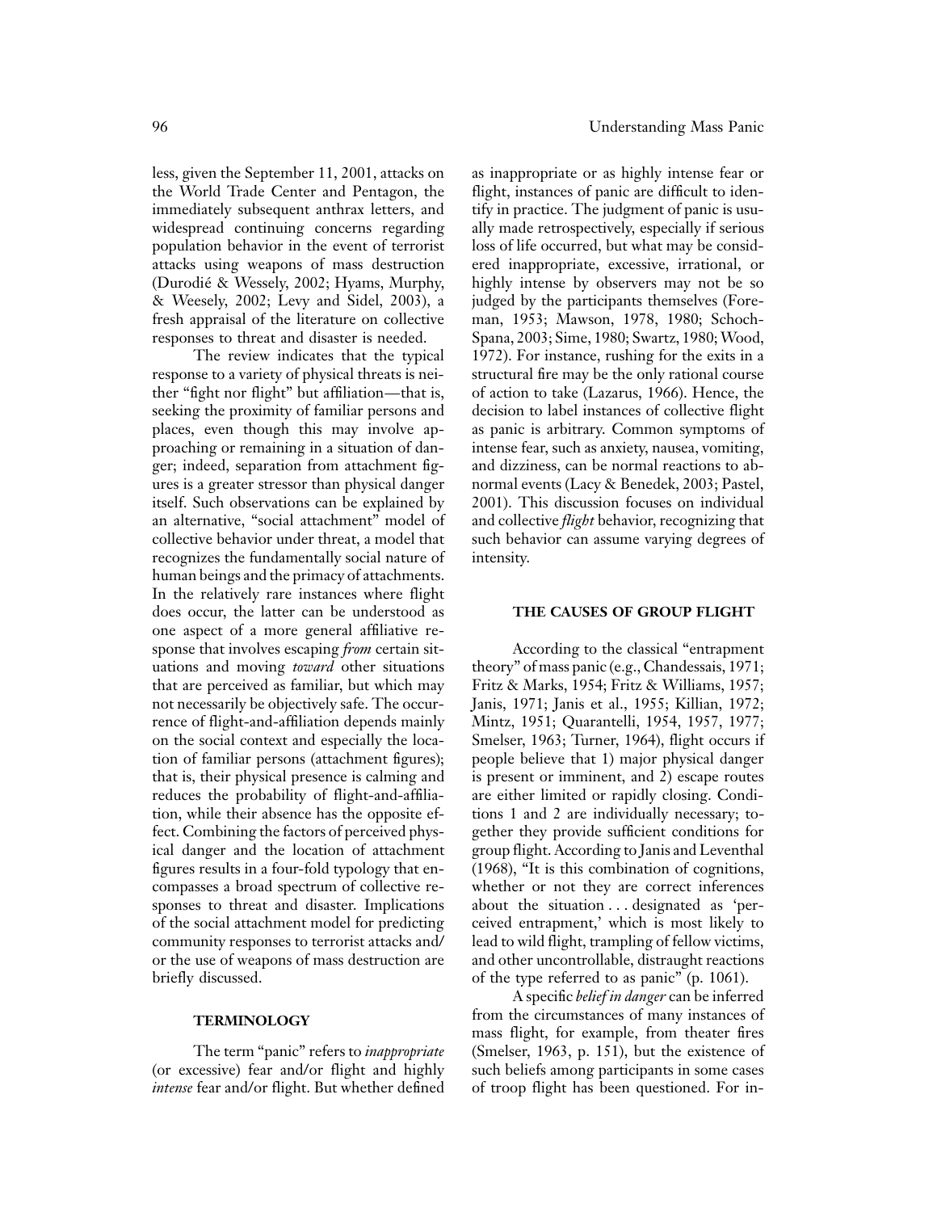less, given the September 11, 2001, attacks on the World Trade Center and Pentagon, the immediately subsequent anthrax letters, and widespread continuing concerns regarding population behavior in the event of terrorist attacks using weapons of mass destruction (Durodié & Wessely, 2002; Hyams, Murphy, & Weesely, 2002; Levy and Sidel, 2003), a fresh appraisal of the literature on collective responses to threat and disaster is needed.

The review indicates that the typical response to a variety of physical threats is neither "fight nor flight" but affiliation—that is, seeking the proximity of familiar persons and places, even though this may involve approaching or remaining in a situation of danger; indeed, separation from attachment figures is a greater stressor than physical danger itself. Such observations can be explained by an alternative, "social attachment" model of collective behavior under threat, a model that recognizes the fundamentally social nature of human beings and the primacy of attachments. In the relatively rare instances where flight does occur, the latter can be understood as one aspect of a more general affiliative response that involves escaping *from* certain situations and moving *toward* other situations that are perceived as familiar, but which may not necessarily be objectively safe. The occurrence of flight-and-affiliation depends mainly on the social context and especially the location of familiar persons (attachment figures); that is, their physical presence is calming and reduces the probability of flight-and-affiliation, while their absence has the opposite effect. Combining the factors of perceived physical danger and the location of attachment figures results in a four-fold typology that encompasses a broad spectrum of collective responses to threat and disaster. Implications of the social attachment model for predicting community responses to terrorist attacks and/or the use of weapons of mass destruction are briefly discussed.

## TERMINOLOGY

The term "panic" refers to *inappropriate* (or excessive) fear and/or flight and highly *intense* fear and/or flight. But whether defined as inappropriate or as highly intense fear or flight, instances of panic are difficult to identify in practice. The judgment of panic is usually made retrospectively, especially if serious loss of life occurred, but what may be considered inappropriate, excessive, irrational, or highly intense by observers may not be so judged by the participants themselves (Foreman, 1953; Mawson, 1978, 1980; Schoch-Spana, 2003; Sime, 1980; Swartz, 1980; Wood, 1972). For instance, rushing for the exits in a structural fire may be the only rational course of action to take (Lazarus, 1966). Hence, the decision to label instances of collective flight as panic is arbitrary. Common symptoms of intense fear, such as anxiety, nausea, vomiting, and dizziness, can be normal reactions to abnormal events (Lacy & Benedek, 2003; Pastel, 2001). This discussion focuses on individual and collective *flight* behavior, recognizing that such behavior can assume varying degrees of intensity.

## THE CAUSES OF GROUP FLIGHT

According to the classical "entrapment theory" of mass panic (e.g., Chandessais, 1971; Fritz & Marks, 1954; Fritz & Williams, 1957; Janis, 1971; Janis et al., 1955; Killian, 1972; Mintz, 1951; Quarantelli, 1954, 1957, 1977; Smelser, 1963; Turner, 1964), flight occurs if people believe that 1) major physical danger is present or imminent, and 2) escape routes are either limited or rapidly closing. Conditions 1 and 2 are individually necessary; together they provide sufficient conditions for group flight. According to Janis and Leventhal (1968), "It is this combination of cognitions, whether or not they are correct inferences about the situation . . . designated as 'perceived entrapment,' which is most likely to lead to wild flight, trampling of fellow victims, and other uncontrollable, distraught reactions of the type referred to as panic" (p. 1061).

A specific *belief in danger* can be inferred from the circumstances of many instances of mass flight, for example, from theater fires (Smelser, 1963, p. 151), but the existence of such beliefs among participants in some cases of troop flight has been questioned. For in-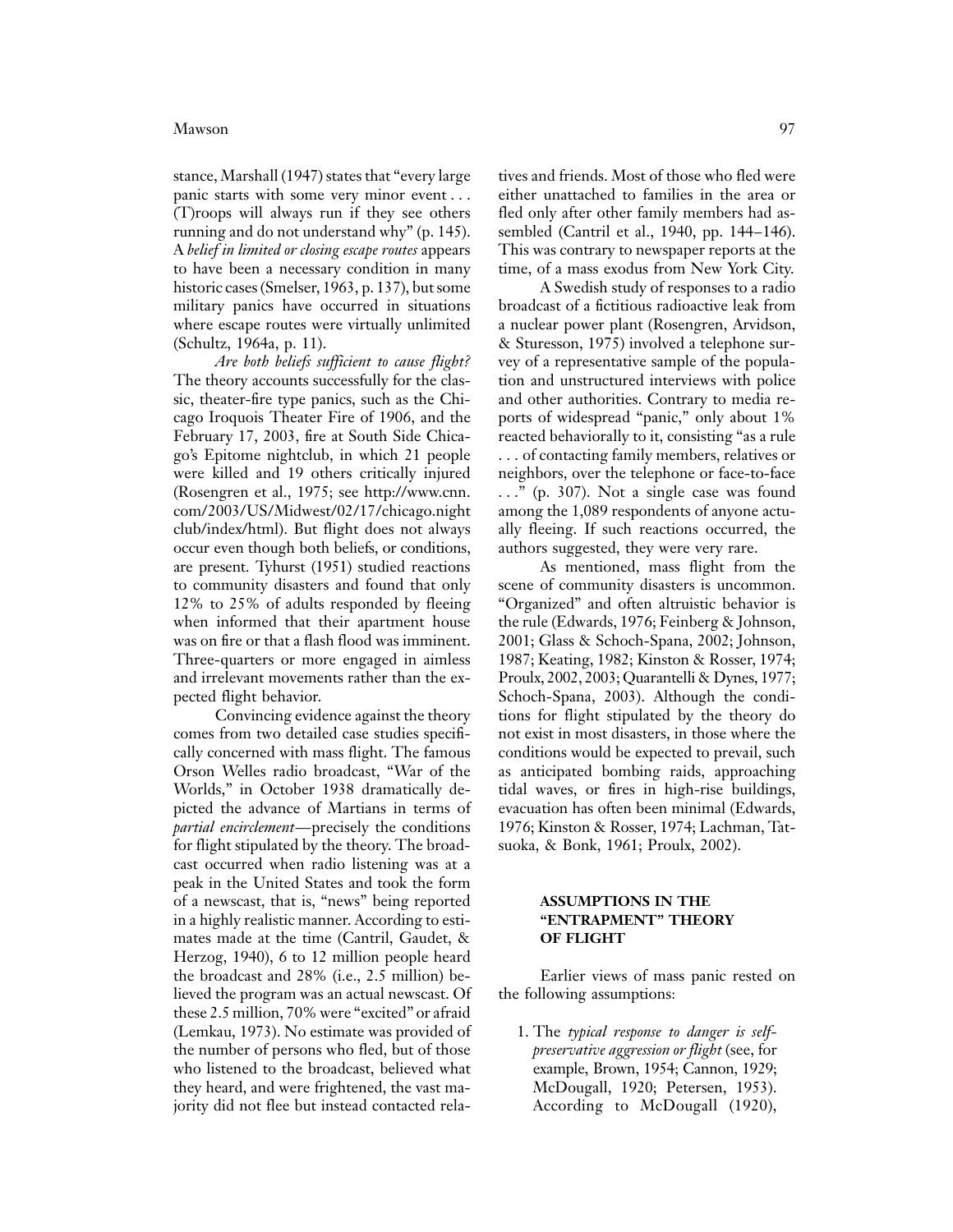stance, Marshall (1947) states that "every large panic starts with some very minor event . . . (T)roops will always run if they see others running and do not understand why" (p. 145). A *belief in limited or closing escape routes* appears to have been a necessary condition in many historic cases (Smelser, 1963, p. 137), but some military panics have occurred in situations where escape routes were virtually unlimited (Schultz, 1964a, p. 11).

*Are both beliefs sufficient to cause flight?* The theory accounts successfully for the classic, theater-fire type panics, such as the Chicago Iroquois Theater Fire of 1906, and the February 17, 2003, fire at South Side Chicago's Epitome nightclub, in which 21 people were killed and 19 others critically injured (Rosengren et al., 1975; see http://www.cnn.com/2003/US/Midwest/02/17/chicago.nightclub/index/html). But flight does not always occur even though both beliefs, or conditions, are present. Tyhurst (1951) studied reactions to community disasters and found that only 12% to 25% of adults responded by fleeing when informed that their apartment house was on fire or that a flash flood was imminent. Three-quarters or more engaged in aimless and irrelevant movements rather than the expected flight behavior.

Convincing evidence against the theory comes from two detailed case studies specifically concerned with mass flight. The famous Orson Welles radio broadcast, "War of the Worlds," in October 1938 dramatically depicted the advance of Martians in terms of *partial encirclement*—precisely the conditions for flight stipulated by the theory. The broadcast occurred when radio listening was at a peak in the United States and took the form of a newscast, that is, "news" being reported in a highly realistic manner. According to estimates made at the time (Cantril, Gaudet, & Herzog, 1940), 6 to 12 million people heard the broadcast and 28% (i.e., 2.5 million) believed the program was an actual newscast. Of these 2.5 million, 70% were "excited" or afraid (Lemkau, 1973). No estimate was provided of the number of persons who fled, but of those who listened to the broadcast, believed what they heard, and were frightened, the vast majority did not flee but instead contacted relatives and friends. Most of those who fled were either unattached to families in the area or fled only after other family members had assembled (Cantril et al., 1940, pp. 144–146). This was contrary to newspaper reports at the time, of a mass exodus from New York City.

A Swedish study of responses to a radio broadcast of a fictitious radioactive leak from a nuclear power plant (Rosengren, Arvidson, & Sturesson, 1975) involved a telephone survey of a representative sample of the population and unstructured interviews with police and other authorities. Contrary to media reports of widespread "panic," only about 1% reacted behaviorally to it, consisting "as a rule . . . of contacting family members, relatives or neighbors, over the telephone or face-to-face . . ." (p. 307). Not a single case was found among the 1,089 respondents of anyone actually fleeing. If such reactions occurred, the authors suggested, they were very rare.

As mentioned, mass flight from the scene of community disasters is uncommon. "Organized" and often altruistic behavior is the rule (Edwards, 1976; Feinberg & Johnson, 2001; Glass & Schoch-Spana, 2002; Johnson, 1987; Keating, 1982; Kinston & Rosser, 1974; Proulx, 2002, 2003; Quarantelli & Dynes, 1977; Schoch-Spana, 2003). Although the conditions for flight stipulated by the theory do not exist in most disasters, in those where the conditions would be expected to prevail, such as anticipated bombing raids, approaching tidal waves, or fires in high-rise buildings, evacuation has often been minimal (Edwards, 1976; Kinston & Rosser, 1974; Lachman, Tatsuoka, & Bonk, 1961; Proulx, 2002).

## ASSUMPTIONS IN THE "ENTRAPMENT" THEORY OF FLIGHT

Earlier views of mass panic rested on the following assumptions:

1. The *typical response to danger is self-preservative aggression or flight* (see, for example, Brown, 1954; Cannon, 1929; McDougall, 1920; Petersen, 1953). According to McDougall (1920),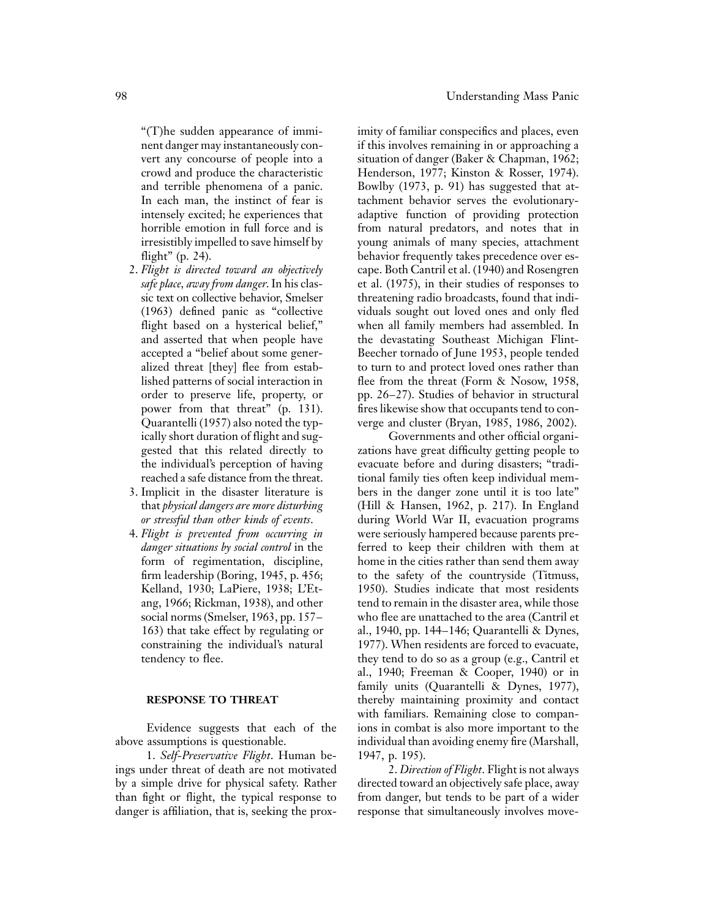> "(T)he sudden appearance of imminent danger may instantaneously convert any concourse of people into a crowd and produce the characteristic and terrible phenomena of a panic. In each man, the instinct of fear is intensely excited; he experiences that horrible emotion in full force and is irresistibly impelled to save himself by flight" (p. 24).

2. *Flight is directed toward an objectively safe place, away from danger*. In his classic text on collective behavior, Smelser (1963) defined panic as "collective flight based on a hysterical belief," and asserted that when people have accepted a "belief about some generalized threat [they] flee from established patterns of social interaction in order to preserve life, property, or power from that threat" (p. 131). Quarantelli (1957) also noted the typically short duration of flight and suggested that this related directly to the individual's perception of having reached a safe distance from the threat.
3. Implicit in the disaster literature is that *physical dangers are more disturbing or stressful than other kinds of events*.
4. *Flight is prevented from occurring in danger situations by social control* in the form of regimentation, discipline, firm leadership (Boring, 1945, p. 456; Kelland, 1930; LaPiere, 1938; L'Etang, 1966; Rickman, 1938), and other social norms (Smelser, 1963, pp. 157–163) that take effect by regulating or constraining the individual's natural tendency to flee.

## RESPONSE TO THREAT

Evidence suggests that each of the above assumptions is questionable.

1. *Self-Preservative Flight*. Human beings under threat of death are not motivated by a simple drive for physical safety. Rather than fight or flight, the typical response to danger is affiliation, that is, seeking the proximity of familiar conspecifics and places, even if this involves remaining in or approaching a situation of danger (Baker & Chapman, 1962; Henderson, 1977; Kinston & Rosser, 1974). Bowlby (1973, p. 91) has suggested that attachment behavior serves the evolutionary-adaptive function of providing protection from natural predators, and notes that in young animals of many species, attachment behavior frequently takes precedence over escape. Both Cantril et al. (1940) and Rosengren et al. (1975), in their studies of responses to threatening radio broadcasts, found that individuals sought out loved ones and only fled when all family members had assembled. In the devastating Southeast Michigan Flint-Beecher tornado of June 1953, people tended to turn to and protect loved ones rather than flee from the threat (Form & Nosow, 1958, pp. 26–27). Studies of behavior in structural fires likewise show that occupants tend to converge and cluster (Bryan, 1985, 1986, 2002).

Governments and other official organizations have great difficulty getting people to evacuate before and during disasters; "traditional family ties often keep individual members in the danger zone until it is too late" (Hill & Hansen, 1962, p. 217). In England during World War II, evacuation programs were seriously hampered because parents preferred to keep their children with them at home in the cities rather than send them away to the safety of the countryside (Titmuss, 1950). Studies indicate that most residents tend to remain in the disaster area, while those who flee are unattached to the area (Cantril et al., 1940, pp. 144–146; Quarantelli & Dynes, 1977). When residents are forced to evacuate, they tend to do so as a group (e.g., Cantril et al., 1940; Freeman & Cooper, 1940) or in family units (Quarantelli & Dynes, 1977), thereby maintaining proximity and contact with familiars. Remaining close to companions in combat is also more important to the individual than avoiding enemy fire (Marshall, 1947, p. 195).

2. *Direction of Flight*. Flight is not always directed toward an objectively safe place, away from danger, but tends to be part of a wider response that simultaneously involves move-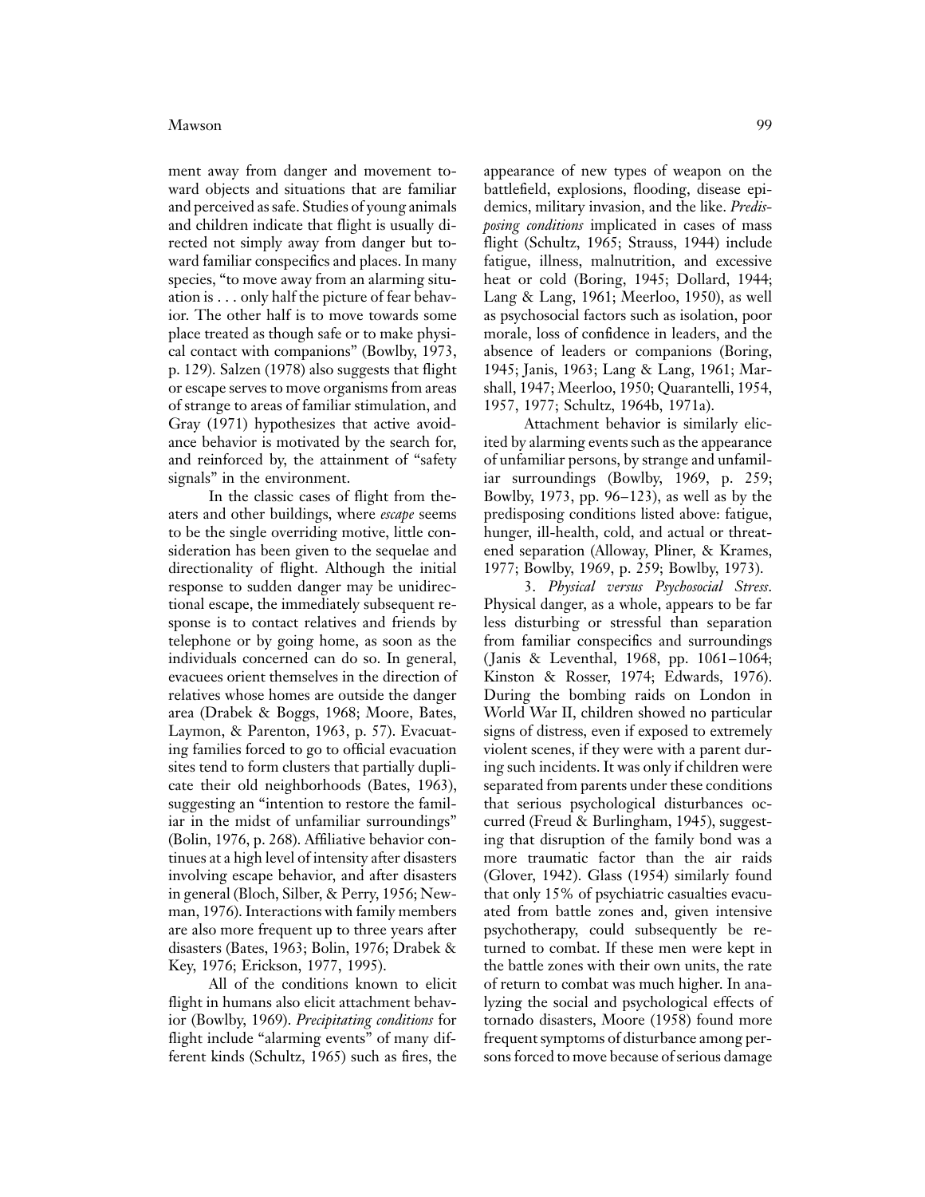ment away from danger and movement toward objects and situations that are familiar and perceived as safe. Studies of young animals and children indicate that flight is usually directed not simply away from danger but toward familiar conspecifics and places. In many species, "to move away from an alarming situation is . . . only half the picture of fear behavior. The other half is to move towards some place treated as though safe or to make physical contact with companions" (Bowlby, 1973, p. 129). Salzen (1978) also suggests that flight or escape serves to move organisms from areas of strange to areas of familiar stimulation, and Gray (1971) hypothesizes that active avoidance behavior is motivated by the search for, and reinforced by, the attainment of "safety signals" in the environment.

In the classic cases of flight from theaters and other buildings, where *escape* seems to be the single overriding motive, little consideration has been given to the sequelae and directionality of flight. Although the initial response to sudden danger may be unidirectional escape, the immediately subsequent response is to contact relatives and friends by telephone or by going home, as soon as the individuals concerned can do so. In general, evacuees orient themselves in the direction of relatives whose homes are outside the danger area (Drabek & Boggs, 1968; Moore, Bates, Laymon, & Parenton, 1963, p. 57). Evacuating families forced to go to official evacuation sites tend to form clusters that partially duplicate their old neighborhoods (Bates, 1963), suggesting an "intention to restore the familiar in the midst of unfamiliar surroundings" (Bolin, 1976, p. 268). Affiliative behavior continues at a high level of intensity after disasters involving escape behavior, and after disasters in general (Bloch, Silber, & Perry, 1956; Newman, 1976). Interactions with family members are also more frequent up to three years after disasters (Bates, 1963; Bolin, 1976; Drabek & Key, 1976; Erickson, 1977, 1995).

All of the conditions known to elicit flight in humans also elicit attachment behavior (Bowlby, 1969). *Precipitating conditions* for flight include "alarming events" of many different kinds (Schultz, 1965) such as fires, the appearance of new types of weapon on the battlefield, explosions, flooding, disease epidemics, military invasion, and the like. *Predisposing conditions* implicated in cases of mass flight (Schultz, 1965; Strauss, 1944) include fatigue, illness, malnutrition, and excessive heat or cold (Boring, 1945; Dollard, 1944; Lang & Lang, 1961; Meerloo, 1950), as well as psychosocial factors such as isolation, poor morale, loss of confidence in leaders, and the absence of leaders or companions (Boring, 1945; Janis, 1963; Lang & Lang, 1961; Marshall, 1947; Meerloo, 1950; Quarantelli, 1954, 1957, 1977; Schultz, 1964b, 1971a).

Attachment behavior is similarly elicited by alarming events such as the appearance of unfamiliar persons, by strange and unfamiliar surroundings (Bowlby, 1969, p. 259; Bowlby, 1973, pp. 96–123), as well as by the predisposing conditions listed above: fatigue, hunger, ill-health, cold, and actual or threatened separation (Alloway, Pliner, & Krames, 1977; Bowlby, 1969, p. 259; Bowlby, 1973).

3. *Physical versus Psychosocial Stress*. Physical danger, as a whole, appears to be far less disturbing or stressful than separation from familiar conspecifics and surroundings (Janis & Leventhal, 1968, pp. 1061–1064; Kinston & Rosser, 1974; Edwards, 1976). During the bombing raids on London in World War II, children showed no particular signs of distress, even if exposed to extremely violent scenes, if they were with a parent during such incidents. It was only if children were separated from parents under these conditions that serious psychological disturbances occurred (Freud & Burlingham, 1945), suggesting that disruption of the family bond was a more traumatic factor than the air raids (Glover, 1942). Glass (1954) similarly found that only 15% of psychiatric casualties evacuated from battle zones and, given intensive psychotherapy, could subsequently be returned to combat. If these men were kept in the battle zones with their own units, the rate of return to combat was much higher. In analyzing the social and psychological effects of tornado disasters, Moore (1958) found more frequent symptoms of disturbance among persons forced to move because of serious damage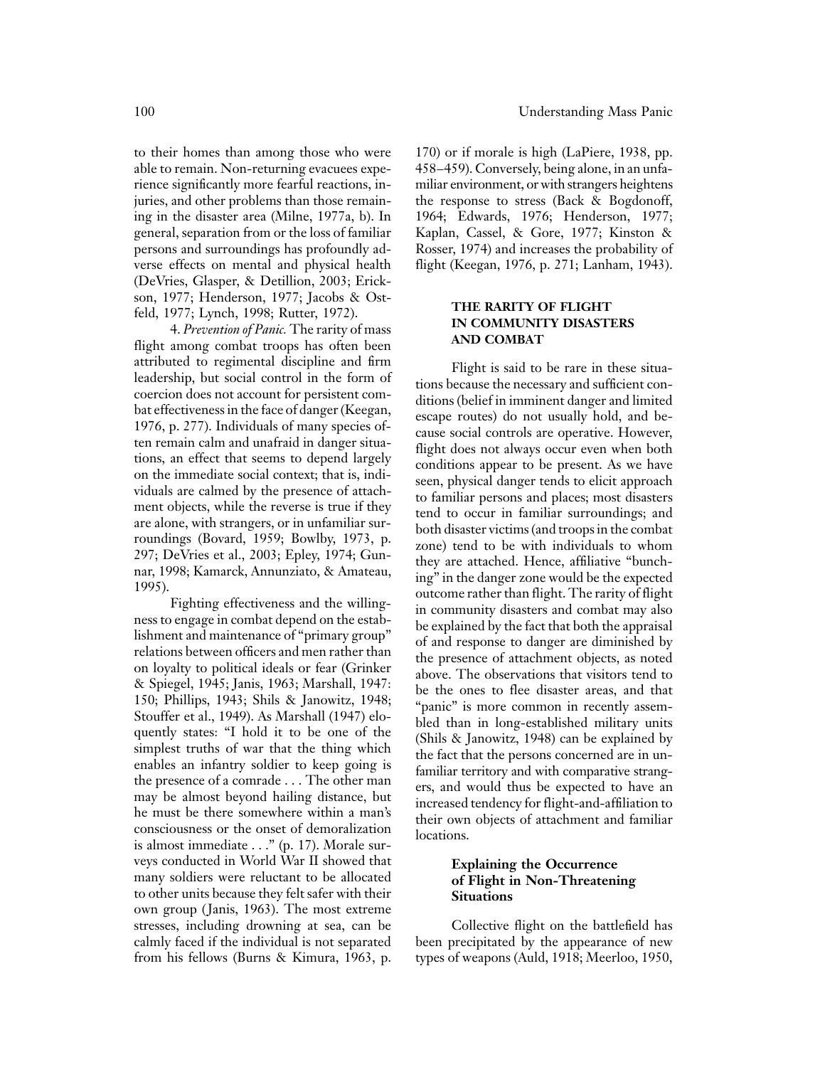to their homes than among those who were able to remain. Non-returning evacuees experience significantly more fearful reactions, injuries, and other problems than those remaining in the disaster area (Milne, 1977a, b). In general, separation from or the loss of familiar persons and surroundings has profoundly adverse effects on mental and physical health (DeVries, Glasper, & Detillion, 2003; Erickson, 1977; Henderson, 1977; Jacobs & Ostfeld, 1977; Lynch, 1998; Rutter, 1972).

4. *Prevention of Panic.* The rarity of mass flight among combat troops has often been attributed to regimental discipline and firm leadership, but social control in the form of coercion does not account for persistent combat effectiveness in the face of danger (Keegan, 1976, p. 277). Individuals of many species often remain calm and unafraid in danger situations, an effect that seems to depend largely on the immediate social context; that is, individuals are calmed by the presence of attachment objects, while the reverse is true if they are alone, with strangers, or in unfamiliar surroundings (Bovard, 1959; Bowlby, 1973, p. 297; DeVries et al., 2003; Epley, 1974; Gunnar, 1998; Kamarck, Annunziato, & Amateau, 1995).

Fighting effectiveness and the willingness to engage in combat depend on the establishment and maintenance of "primary group" relations between officers and men rather than on loyalty to political ideals or fear (Grinker & Spiegel, 1945; Janis, 1963; Marshall, 1947: 150; Phillips, 1943; Shils & Janowitz, 1948; Stouffer et al., 1949). As Marshall (1947) eloquently states: "I hold it to be one of the simplest truths of war that the thing which enables an infantry soldier to keep going is the presence of a comrade . . . The other man may be almost beyond hailing distance, but he must be there somewhere within a man's consciousness or the onset of demoralization is almost immediate . . ." (p. 17). Morale surveys conducted in World War II showed that many soldiers were reluctant to be allocated to other units because they felt safer with their own group (Janis, 1963). The most extreme stresses, including drowning at sea, can be calmly faced if the individual is not separated from his fellows (Burns & Kimura, 1963, p. 170) or if morale is high (LaPiere, 1938, pp. 458–459). Conversely, being alone, in an unfamiliar environment, or with strangers heightens the response to stress (Back & Bogdonoff, 1964; Edwards, 1976; Henderson, 1977; Kaplan, Cassel, & Gore, 1977; Kinston & Rosser, 1974) and increases the probability of flight (Keegan, 1976, p. 271; Lanham, 1943).

## THE RARITY OF FLIGHT IN COMMUNITY DISASTERS AND COMBAT

Flight is said to be rare in these situations because the necessary and sufficient conditions (belief in imminent danger and limited escape routes) do not usually hold, and because social controls are operative. However, flight does not always occur even when both conditions appear to be present. As we have seen, physical danger tends to elicit approach to familiar persons and places; most disasters tend to occur in familiar surroundings; and both disaster victims (and troops in the combat zone) tend to be with individuals to whom they are attached. Hence, affiliative "bunching" in the danger zone would be the expected outcome rather than flight. The rarity of flight in community disasters and combat may also be explained by the fact that both the appraisal of and response to danger are diminished by the presence of attachment objects, as noted above. The observations that visitors tend to be the ones to flee disaster areas, and that "panic" is more common in recently assembled than in long-established military units (Shils & Janowitz, 1948) can be explained by the fact that the persons concerned are in unfamiliar territory and with comparative strangers, and would thus be expected to have an increased tendency for flight-and-affiliation to their own objects of attachment and familiar locations.

### Explaining the Occurrence of Flight in Non-Threatening Situations

Collective flight on the battlefield has been precipitated by the appearance of new types of weapons (Auld, 1918; Meerloo, 1950,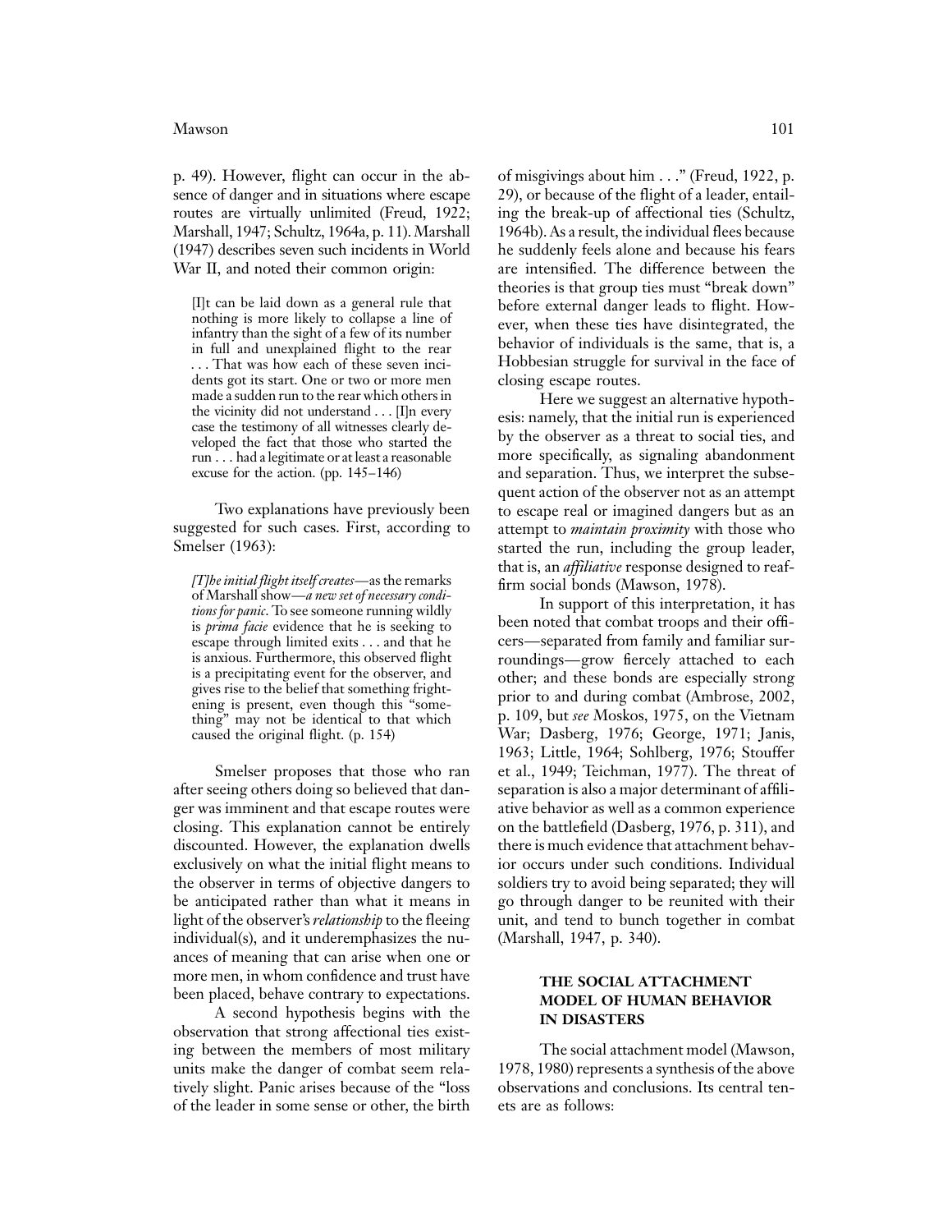p. 49). However, flight can occur in the absence of danger and in situations where escape routes are virtually unlimited (Freud, 1922; Marshall, 1947; Schultz, 1964a, p. 11). Marshall (1947) describes seven such incidents in World War II, and noted their common origin:

> [I]t can be laid down as a general rule that nothing is more likely to collapse a line of infantry than the sight of a few of its number in full and unexplained flight to the rear . . . That was how each of these seven incidents got its start. One or two or more men made a sudden run to the rear which others in the vicinity did not understand . . . [I]n every case the testimony of all witnesses clearly developed the fact that those who started the run . . . had a legitimate or at least a reasonable excuse for the action. (pp. 145–146)

Two explanations have previously been suggested for such cases. First, according to Smelser (1963):

> *[T]he initial flight itself creates*—as the remarks of Marshall show—*a new set of necessary conditions for panic*. To see someone running wildly is *prima facie* evidence that he is seeking to escape through limited exits . . . and that he is anxious. Furthermore, this observed flight is a precipitating event for the observer, and gives rise to the belief that something frightening is present, even though this "something" may not be identical to that which caused the original flight. (p. 154)

Smelser proposes that those who ran after seeing others doing so believed that danger was imminent and that escape routes were closing. This explanation cannot be entirely discounted. However, the explanation dwells exclusively on what the initial flight means to the observer in terms of objective dangers to be anticipated rather than what it means in light of the observer's *relationship* to the fleeing individual(s), and it underemphasizes the nuances of meaning that can arise when one or more men, in whom confidence and trust have been placed, behave contrary to expectations.

A second hypothesis begins with the observation that strong affectional ties existing between the members of most military units make the danger of combat seem relatively slight. Panic arises because of the "loss of the leader in some sense or other, the birth of misgivings about him . . ." (Freud, 1922, p. 29), or because of the flight of a leader, entailing the break-up of affectional ties (Schultz, 1964b). As a result, the individual flees because he suddenly feels alone and because his fears are intensified. The difference between the theories is that group ties must "break down" before external danger leads to flight. However, when these ties have disintegrated, the behavior of individuals is the same, that is, a Hobbesian struggle for survival in the face of closing escape routes.

Here we suggest an alternative hypothesis: namely, that the initial run is experienced by the observer as a threat to social ties, and more specifically, as signaling abandonment and separation. Thus, we interpret the subsequent action of the observer not as an attempt to escape real or imagined dangers but as an attempt to *maintain proximity* with those who started the run, including the group leader, that is, an *affiliative* response designed to reaffirm social bonds (Mawson, 1978).

In support of this interpretation, it has been noted that combat troops and their officers—separated from family and familiar surroundings—grow fiercely attached to each other; and these bonds are especially strong prior to and during combat (Ambrose, 2002, p. 109, but *see* Moskos, 1975, on the Vietnam War; Dasberg, 1976; George, 1971; Janis, 1963; Little, 1964; Sohlberg, 1976; Stouffer et al., 1949; Teichman, 1977). The threat of separation is also a major determinant of affiliative behavior as well as a common experience on the battlefield (Dasberg, 1976, p. 311), and there is much evidence that attachment behavior occurs under such conditions. Individual soldiers try to avoid being separated; they will go through danger to be reunited with their unit, and tend to bunch together in combat (Marshall, 1947, p. 340).

## THE SOCIAL ATTACHMENT MODEL OF HUMAN BEHAVIOR IN DISASTERS

The social attachment model (Mawson, 1978, 1980) represents a synthesis of the above observations and conclusions. Its central tenets are as follows: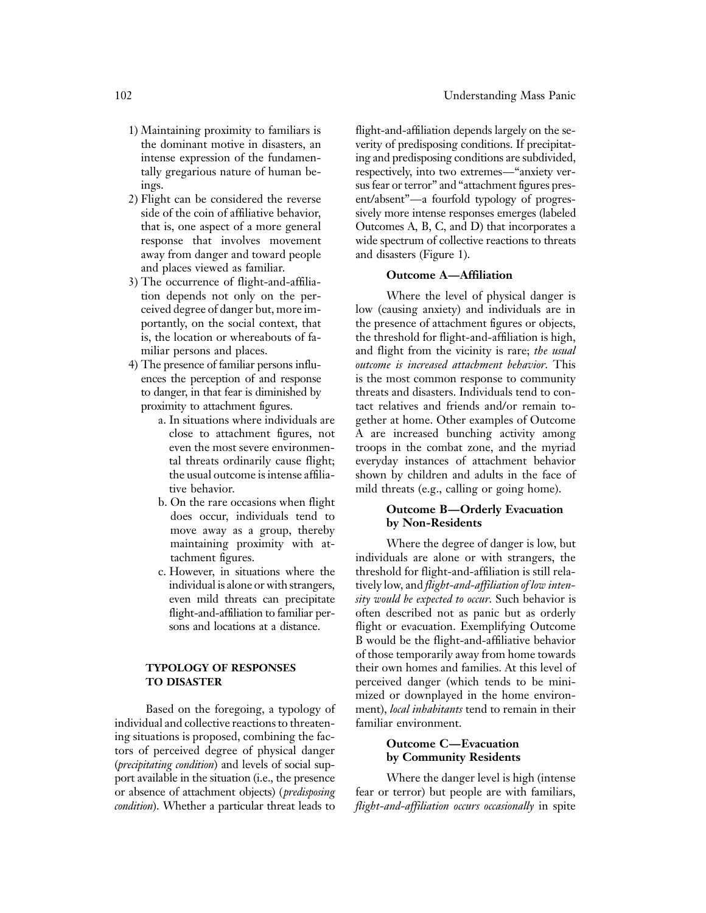1) Maintaining proximity to familiars is the dominant motive in disasters, an intense expression of the fundamentally gregarious nature of human beings.
2) Flight can be considered the reverse side of the coin of affiliative behavior, that is, one aspect of a more general response that involves movement away from danger and toward people and places viewed as familiar.
3) The occurrence of flight-and-affiliation depends not only on the perceived degree of danger but, more importantly, on the social context, that is, the location or whereabouts of familiar persons and places.
4) The presence of familiar persons influences the perception of and response to danger, in that fear is diminished by proximity to attachment figures.
   a. In situations where individuals are close to attachment figures, not even the most severe environmental threats ordinarily cause flight; the usual outcome is intense affiliative behavior.
   b. On the rare occasions when flight does occur, individuals tend to move away as a group, thereby maintaining proximity with attachment figures.
   c. However, in situations where the individual is alone or with strangers, even mild threats can precipitate flight-and-affiliation to familiar persons and locations at a distance.

## TYPOLOGY OF RESPONSES TO DISASTER

Based on the foregoing, a typology of individual and collective reactions to threatening situations is proposed, combining the factors of perceived degree of physical danger (*precipitating condition*) and levels of social support available in the situation (i.e., the presence or absence of attachment objects) (*predisposing condition*). Whether a particular threat leads to flight-and-affiliation depends largely on the severity of predisposing conditions. If precipitating and predisposing conditions are subdivided, respectively, into two extremes—"anxiety versus fear or terror" and "attachment figures present/absent"—a fourfold typology of progressively more intense responses emerges (labeled Outcomes A, B, C, and D) that incorporates a wide spectrum of collective reactions to threats and disasters (Figure 1).

### Outcome A—Affiliation

Where the level of physical danger is low (causing anxiety) and individuals are in the presence of attachment figures or objects, the threshold for flight-and-affiliation is high, and flight from the vicinity is rare; *the usual outcome is increased attachment behavior*. This is the most common response to community threats and disasters. Individuals tend to contact relatives and friends and/or remain together at home. Other examples of Outcome A are increased bunching activity among troops in the combat zone, and the myriad everyday instances of attachment behavior shown by children and adults in the face of mild threats (e.g., calling or going home).

### Outcome B—Orderly Evacuation by Non-Residents

Where the degree of danger is low, but individuals are alone or with strangers, the threshold for flight-and-affiliation is still relatively low, and *flight-and-affiliation of low intensity would be expected to occur*. Such behavior is often described not as panic but as orderly flight or evacuation. Exemplifying Outcome B would be the flight-and-affiliative behavior of those temporarily away from home towards their own homes and families. At this level of perceived danger (which tends to be minimized or downplayed in the home environment), *local inhabitants* tend to remain in their familiar environment.

### Outcome C—Evacuation by Community Residents

Where the danger level is high (intense fear or terror) but people are with familiars, *flight-and-affiliation occurs occasionally* in spite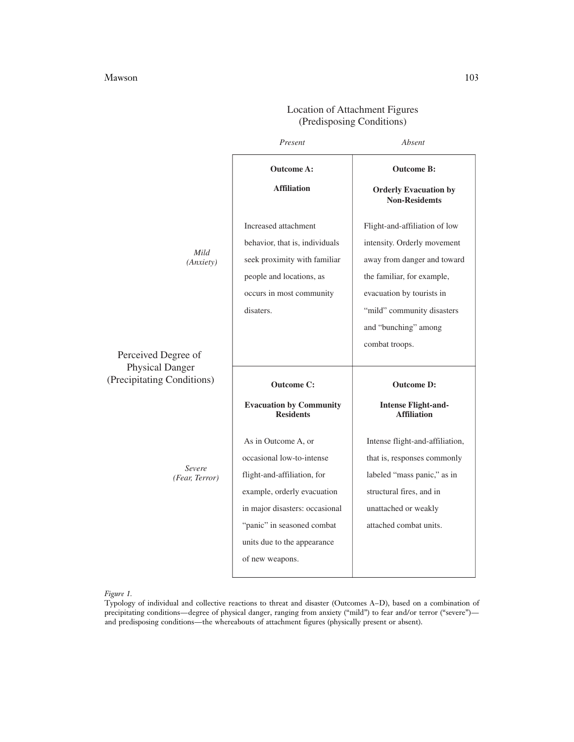| Perceived Degree of Physical Danger (Precipitating Conditions) | Location of Attachment Figures (Predisposing Conditions): *Present* | *Absent* |
| --- | --- | --- |
| *Mild (Anxiety)* | **Outcome A: Affiliation**<br><br>Increased attachment behavior, that is, individuals seek proximity with familiar people and locations, as occurs in most community disaters. | **Outcome B: Orderly Evacuation by Non-Residemts**<br><br>Flight-and-affiliation of low intensity. Orderly movement away from danger and toward the familiar, for example, evacuation by tourists in "mild" community disasters and "bunching" among combat troops. |
| *Severe (Fear, Terror)* | **Outcome C: Evacuation by Community Residents**<br><br>As in Outcome A, or occasional low-to-intense flight-and-affiliation, for example, orderly evacuation in major disasters: occasional "panic" in seasoned combat units due to the appearance of new weapons. | **Outcome D: Intense Flight-and-Affiliation**<br><br>Intense flight-and-affiliation, that is, responses commonly labeled "mass panic," as in structural fires, and in unattached or weakly attached combat units. |

*Figure 1.*
Typology of individual and collective reactions to threat and disaster (Outcomes A–D), based on a combination of precipitating conditions—degree of physical danger, ranging from anxiety ("mild") to fear and/or terror ("severe")—and predisposing conditions—the whereabouts of attachment figures (physically present or absent).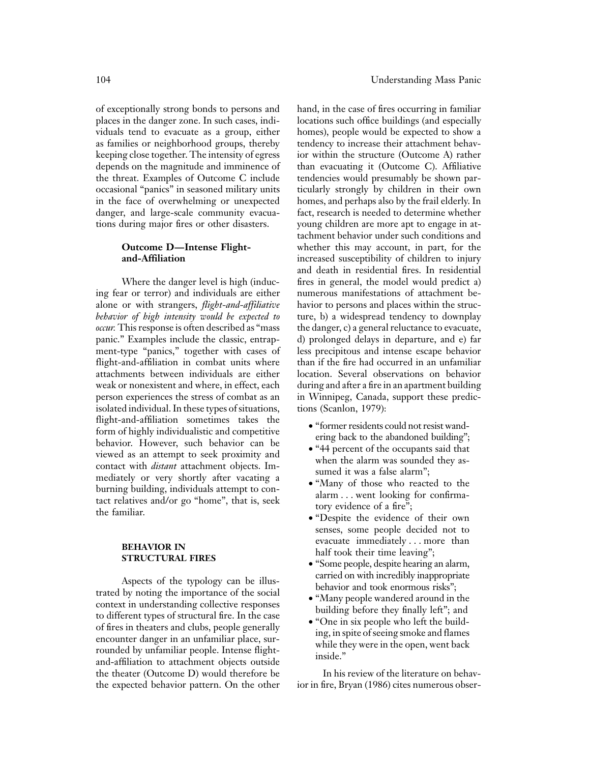of exceptionally strong bonds to persons and places in the danger zone. In such cases, individuals tend to evacuate as a group, either as families or neighborhood groups, thereby keeping close together. The intensity of egress depends on the magnitude and imminence of the threat. Examples of Outcome C include occasional "panics" in seasoned military units in the face of overwhelming or unexpected danger, and large-scale community evacuations during major fires or other disasters.

### Outcome D—Intense Flight-and-Affiliation

Where the danger level is high (inducing fear or terror) and individuals are either alone or with strangers, *flight-and-affiliative behavior of high intensity would be expected to occur.* This response is often described as "mass panic." Examples include the classic, entrapment-type "panics," together with cases of flight-and-affiliation in combat units where attachments between individuals are either weak or nonexistent and where, in effect, each person experiences the stress of combat as an isolated individual. In these types of situations, flight-and-affiliation sometimes takes the form of highly individualistic and competitive behavior. However, such behavior can be viewed as an attempt to seek proximity and contact with *distant* attachment objects. Immediately or very shortly after vacating a burning building, individuals attempt to contact relatives and/or go "home", that is, seek the familiar.

## BEHAVIOR IN STRUCTURAL FIRES

Aspects of the typology can be illustrated by noting the importance of the social context in understanding collective responses to different types of structural fire. In the case of fires in theaters and clubs, people generally encounter danger in an unfamiliar place, surrounded by unfamiliar people. Intense flight-and-affiliation to attachment objects outside the theater (Outcome D) would therefore be the expected behavior pattern. On the other hand, in the case of fires occurring in familiar locations such office buildings (and especially homes), people would be expected to show a tendency to increase their attachment behavior within the structure (Outcome A) rather than evacuating it (Outcome C). Affiliative tendencies would presumably be shown particularly strongly by children in their own homes, and perhaps also by the frail elderly. In fact, research is needed to determine whether young children are more apt to engage in attachment behavior under such conditions and whether this may account, in part, for the increased susceptibility of children to injury and death in residential fires. In residential fires in general, the model would predict a) numerous manifestations of attachment behavior to persons and places within the structure, b) a widespread tendency to downplay the danger, c) a general reluctance to evacuate, d) prolonged delays in departure, and e) far less precipitous and intense escape behavior than if the fire had occurred in an unfamiliar location. Several observations on behavior during and after a fire in an apartment building in Winnipeg, Canada, support these predictions (Scanlon, 1979):

- "former residents could not resist wandering back to the abandoned building";
- "44 percent of the occupants said that when the alarm was sounded they assumed it was a false alarm";
- "Many of those who reacted to the alarm . . . went looking for confirmatory evidence of a fire";
- "Despite the evidence of their own senses, some people decided not to evacuate immediately . . . more than half took their time leaving";
- "Some people, despite hearing an alarm, carried on with incredibly inappropriate behavior and took enormous risks";
- "Many people wandered around in the building before they finally left"; and
- "One in six people who left the building, in spite of seeing smoke and flames while they were in the open, went back inside."

In his review of the literature on behavior in fire, Bryan (1986) cites numerous obser-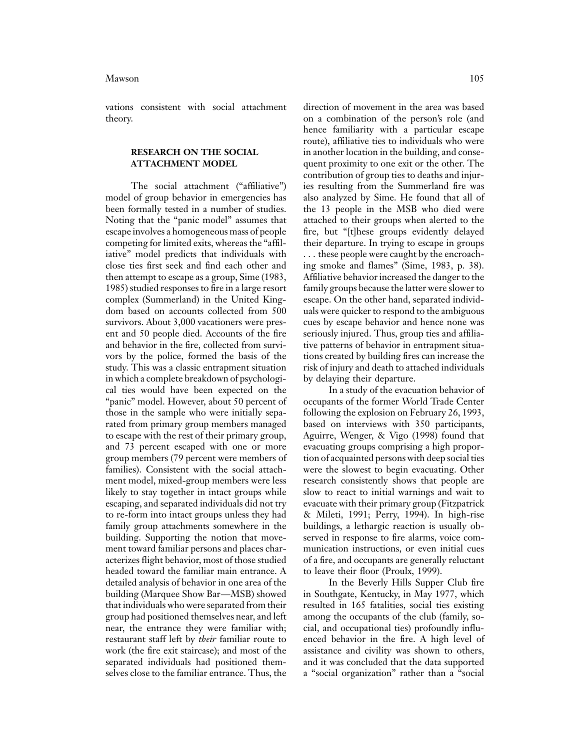vations consistent with social attachment theory.

## RESEARCH ON THE SOCIAL ATTACHMENT MODEL

The social attachment ("affiliative") model of group behavior in emergencies has been formally tested in a number of studies. Noting that the "panic model" assumes that escape involves a homogeneous mass of people competing for limited exits, whereas the "affiliative" model predicts that individuals with close ties first seek and find each other and then attempt to escape as a group, Sime (1983, 1985) studied responses to fire in a large resort complex (Summerland) in the United Kingdom based on accounts collected from 500 survivors. About 3,000 vacationers were present and 50 people died. Accounts of the fire and behavior in the fire, collected from survivors by the police, formed the basis of the study. This was a classic entrapment situation in which a complete breakdown of psychological ties would have been expected on the "panic" model. However, about 50 percent of those in the sample who were initially separated from primary group members managed to escape with the rest of their primary group, and 73 percent escaped with one or more group members (79 percent were members of families). Consistent with the social attachment model, mixed-group members were less likely to stay together in intact groups while escaping, and separated individuals did not try to re-form into intact groups unless they had family group attachments somewhere in the building. Supporting the notion that movement toward familiar persons and places characterizes flight behavior, most of those studied headed toward the familiar main entrance. A detailed analysis of behavior in one area of the building (Marquee Show Bar—MSB) showed that individuals who were separated from their group had positioned themselves near, and left near, the entrance they were familiar with; restaurant staff left by *their* familiar route to work (the fire exit staircase); and most of the separated individuals had positioned themselves close to the familiar entrance. Thus, the direction of movement in the area was based on a combination of the person's role (and hence familiarity with a particular escape route), affiliative ties to individuals who were in another location in the building, and consequent proximity to one exit or the other. The contribution of group ties to deaths and injuries resulting from the Summerland fire was also analyzed by Sime. He found that all of the 13 people in the MSB who died were attached to their groups when alerted to the fire, but "[t]hese groups evidently delayed their departure. In trying to escape in groups . . . these people were caught by the encroaching smoke and flames" (Sime, 1983, p. 38). Affiliative behavior increased the danger to the family groups because the latter were slower to escape. On the other hand, separated individuals were quicker to respond to the ambiguous cues by escape behavior and hence none was seriously injured. Thus, group ties and affiliative patterns of behavior in entrapment situations created by building fires can increase the risk of injury and death to attached individuals by delaying their departure.

In a study of the evacuation behavior of occupants of the former World Trade Center following the explosion on February 26, 1993, based on interviews with 350 participants, Aguirre, Wenger, & Vigo (1998) found that evacuating groups comprising a high proportion of acquainted persons with deep social ties were the slowest to begin evacuating. Other research consistently shows that people are slow to react to initial warnings and wait to evacuate with their primary group (Fitzpatrick & Mileti, 1991; Perry, 1994). In high-rise buildings, a lethargic reaction is usually observed in response to fire alarms, voice communication instructions, or even initial cues of a fire, and occupants are generally reluctant to leave their floor (Proulx, 1999).

In the Beverly Hills Supper Club fire in Southgate, Kentucky, in May 1977, which resulted in 165 fatalities, social ties existing among the occupants of the club (family, social, and occupational ties) profoundly influenced behavior in the fire. A high level of assistance and civility was shown to others, and it was concluded that the data supported a "social organization" rather than a "social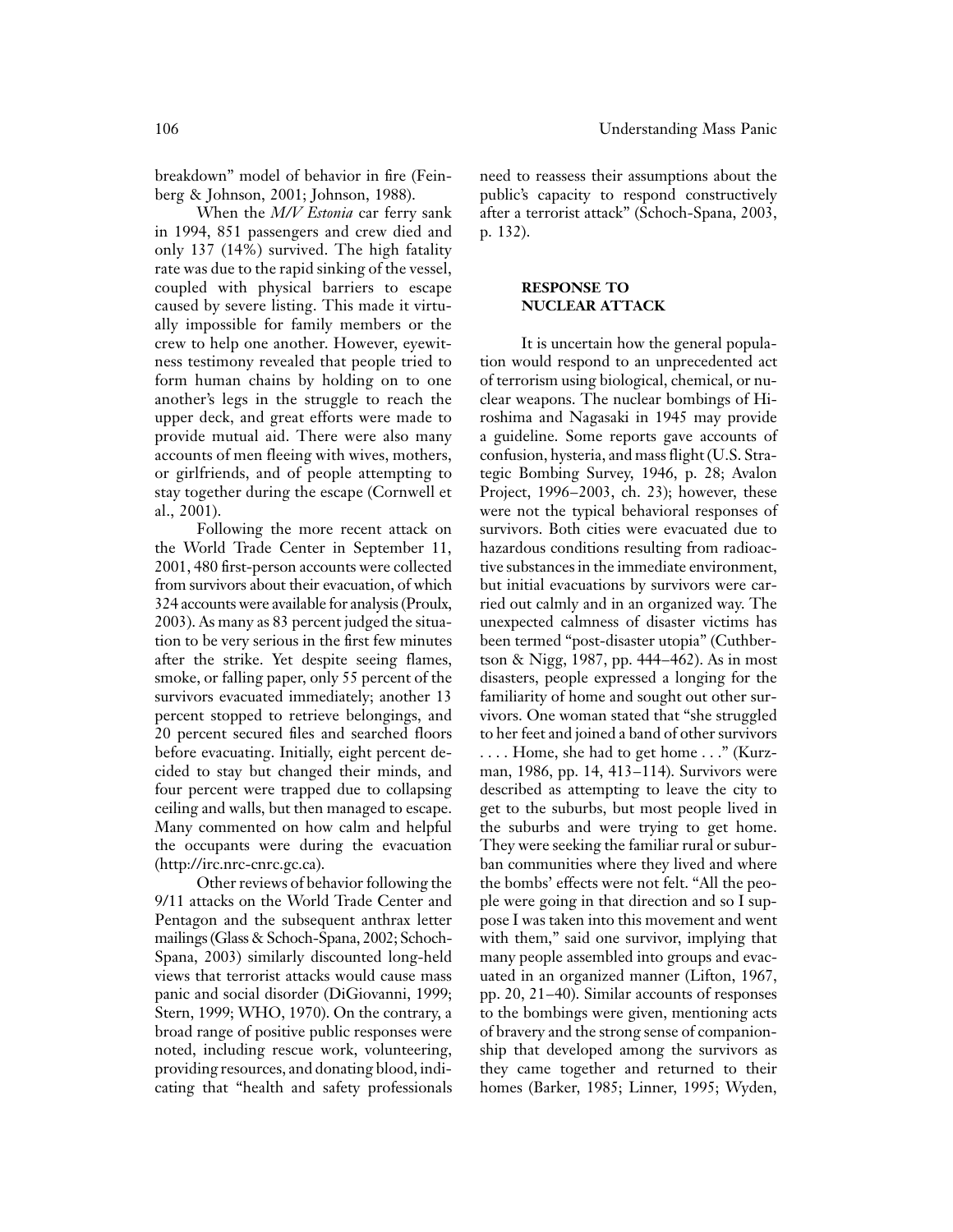breakdown" model of behavior in fire (Feinberg & Johnson, 2001; Johnson, 1988).

When the *M/V Estonia* car ferry sank in 1994, 851 passengers and crew died and only 137 (14%) survived. The high fatality rate was due to the rapid sinking of the vessel, coupled with physical barriers to escape caused by severe listing. This made it virtually impossible for family members or the crew to help one another. However, eyewitness testimony revealed that people tried to form human chains by holding on to one another's legs in the struggle to reach the upper deck, and great efforts were made to provide mutual aid. There were also many accounts of men fleeing with wives, mothers, or girlfriends, and of people attempting to stay together during the escape (Cornwell et al., 2001).

Following the more recent attack on the World Trade Center in September 11, 2001, 480 first-person accounts were collected from survivors about their evacuation, of which 324 accounts were available for analysis (Proulx, 2003). As many as 83 percent judged the situation to be very serious in the first few minutes after the strike. Yet despite seeing flames, smoke, or falling paper, only 55 percent of the survivors evacuated immediately; another 13 percent stopped to retrieve belongings, and 20 percent secured files and searched floors before evacuating. Initially, eight percent decided to stay but changed their minds, and four percent were trapped due to collapsing ceiling and walls, but then managed to escape. Many commented on how calm and helpful the occupants were during the evacuation (http://irc.nrc-cnrc.gc.ca).

Other reviews of behavior following the 9/11 attacks on the World Trade Center and Pentagon and the subsequent anthrax letter mailings (Glass & Schoch-Spana, 2002; Schoch-Spana, 2003) similarly discounted long-held views that terrorist attacks would cause mass panic and social disorder (DiGiovanni, 1999; Stern, 1999; WHO, 1970). On the contrary, a broad range of positive public responses were noted, including rescue work, volunteering, providing resources, and donating blood, indicating that "health and safety professionals need to reassess their assumptions about the public's capacity to respond constructively after a terrorist attack" (Schoch-Spana, 2003, p. 132).

## RESPONSE TO NUCLEAR ATTACK

It is uncertain how the general population would respond to an unprecedented act of terrorism using biological, chemical, or nuclear weapons. The nuclear bombings of Hiroshima and Nagasaki in 1945 may provide a guideline. Some reports gave accounts of confusion, hysteria, and mass flight (U.S. Strategic Bombing Survey, 1946, p. 28; Avalon Project, 1996–2003, ch. 23); however, these were not the typical behavioral responses of survivors. Both cities were evacuated due to hazardous conditions resulting from radioactive substances in the immediate environment, but initial evacuations by survivors were carried out calmly and in an organized way. The unexpected calmness of disaster victims has been termed "post-disaster utopia" (Cuthbertson & Nigg, 1987, pp. 444–462). As in most disasters, people expressed a longing for the familiarity of home and sought out other survivors. One woman stated that "she struggled to her feet and joined a band of other survivors . . . . Home, she had to get home . . ." (Kurzman, 1986, pp. 14, 413–114). Survivors were described as attempting to leave the city to get to the suburbs, but most people lived in the suburbs and were trying to get home. They were seeking the familiar rural or suburban communities where they lived and where the bombs' effects were not felt. "All the people were going in that direction and so I suppose I was taken into this movement and went with them," said one survivor, implying that many people assembled into groups and evacuated in an organized manner (Lifton, 1967, pp. 20, 21–40). Similar accounts of responses to the bombings were given, mentioning acts of bravery and the strong sense of companionship that developed among the survivors as they came together and returned to their homes (Barker, 1985; Linner, 1995; Wyden,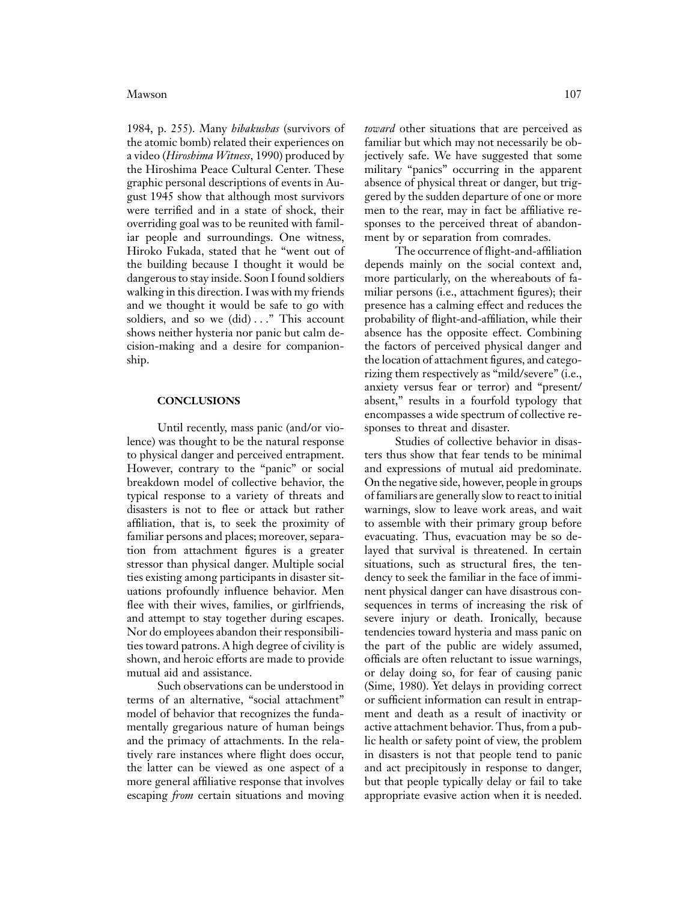1984, p. 255). Many *hibakushas* (survivors of the atomic bomb) related their experiences on a video (*Hiroshima Witness*, 1990) produced by the Hiroshima Peace Cultural Center. These graphic personal descriptions of events in August 1945 show that although most survivors were terrified and in a state of shock, their overriding goal was to be reunited with familiar people and surroundings. One witness, Hiroko Fukada, stated that he "went out of the building because I thought it would be dangerous to stay inside. Soon I found soldiers walking in this direction. I was with my friends and we thought it would be safe to go with soldiers, and so we (did) . . ." This account shows neither hysteria nor panic but calm decision-making and a desire for companionship.

## CONCLUSIONS

Until recently, mass panic (and/or violence) was thought to be the natural response to physical danger and perceived entrapment. However, contrary to the "panic" or social breakdown model of collective behavior, the typical response to a variety of threats and disasters is not to flee or attack but rather affiliation, that is, to seek the proximity of familiar persons and places; moreover, separation from attachment figures is a greater stressor than physical danger. Multiple social ties existing among participants in disaster situations profoundly influence behavior. Men flee with their wives, families, or girlfriends, and attempt to stay together during escapes. Nor do employees abandon their responsibilities toward patrons. A high degree of civility is shown, and heroic efforts are made to provide mutual aid and assistance.

Such observations can be understood in terms of an alternative, "social attachment" model of behavior that recognizes the fundamentally gregarious nature of human beings and the primacy of attachments. In the relatively rare instances where flight does occur, the latter can be viewed as one aspect of a more general affiliative response that involves escaping *from* certain situations and moving *toward* other situations that are perceived as familiar but which may not necessarily be objectively safe. We have suggested that some military "panics" occurring in the apparent absence of physical threat or danger, but triggered by the sudden departure of one or more men to the rear, may in fact be affiliative responses to the perceived threat of abandonment by or separation from comrades.

The occurrence of flight-and-affiliation depends mainly on the social context and, more particularly, on the whereabouts of familiar persons (i.e., attachment figures); their presence has a calming effect and reduces the probability of flight-and-affiliation, while their absence has the opposite effect. Combining the factors of perceived physical danger and the location of attachment figures, and categorizing them respectively as "mild/severe" (i.e., anxiety versus fear or terror) and "present/absent," results in a fourfold typology that encompasses a wide spectrum of collective responses to threat and disaster.

Studies of collective behavior in disasters thus show that fear tends to be minimal and expressions of mutual aid predominate. On the negative side, however, people in groups of familiars are generally slow to react to initial warnings, slow to leave work areas, and wait to assemble with their primary group before evacuating. Thus, evacuation may be so delayed that survival is threatened. In certain situations, such as structural fires, the tendency to seek the familiar in the face of imminent physical danger can have disastrous consequences in terms of increasing the risk of severe injury or death. Ironically, because tendencies toward hysteria and mass panic on the part of the public are widely assumed, officials are often reluctant to issue warnings, or delay doing so, for fear of causing panic (Sime, 1980). Yet delays in providing correct or sufficient information can result in entrapment and death as a result of inactivity or active attachment behavior. Thus, from a public health or safety point of view, the problem in disasters is not that people tend to panic and act precipitously in response to danger, but that people typically delay or fail to take appropriate evasive action when it is needed.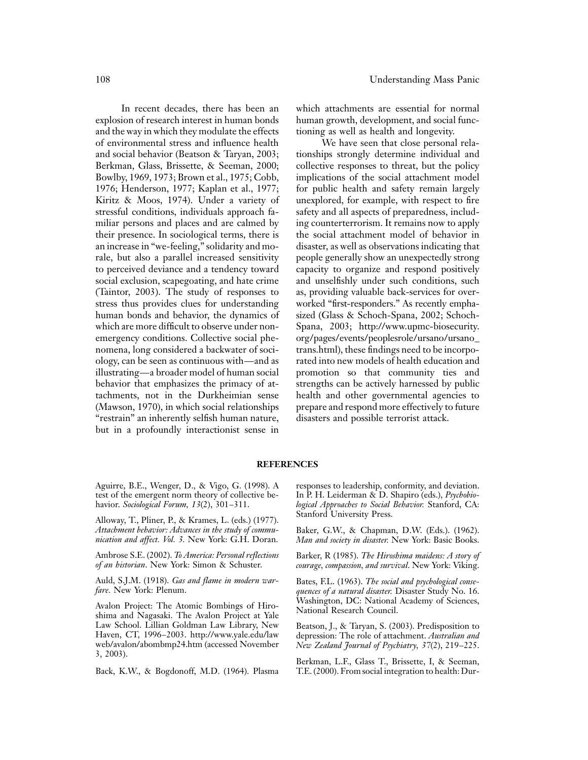In recent decades, there has been an explosion of research interest in human bonds and the way in which they modulate the effects of environmental stress and influence health and social behavior (Beatson & Taryan, 2003; Berkman, Glass, Brissette, & Seeman, 2000; Bowlby, 1969, 1973; Brown et al., 1975; Cobb, 1976; Henderson, 1977; Kaplan et al., 1977; Kiritz & Moos, 1974). Under a variety of stressful conditions, individuals approach familiar persons and places and are calmed by their presence. In sociological terms, there is an increase in "we-feeling," solidarity and morale, but also a parallel increased sensitivity to perceived deviance and a tendency toward social exclusion, scapegoating, and hate crime (Taintor, 2003). The study of responses to stress thus provides clues for understanding human bonds and behavior, the dynamics of which are more difficult to observe under non-emergency conditions. Collective social phenomena, long considered a backwater of sociology, can be seen as continuous with—and as illustrating—a broader model of human social behavior that emphasizes the primacy of attachments, not in the Durkheimian sense (Mawson, 1970), in which social relationships "restrain" an inherently selfish human nature, but in a profoundly interactionist sense in which attachments are essential for normal human growth, development, and social functioning as well as health and longevity.

We have seen that close personal relationships strongly determine individual and collective responses to threat, but the policy implications of the social attachment model for public health and safety remain largely unexplored, for example, with respect to fire safety and all aspects of preparedness, including counterterrorism. It remains now to apply the social attachment model of behavior in disaster, as well as observations indicating that people generally show an unexpectedly strong capacity to organize and respond positively and unselfishly under such conditions, such as, providing valuable back-services for overworked "first-responders." As recently emphasized (Glass & Schoch-Spana, 2002; Schoch-Spana, 2003; http://www.upmc-biosecurity.org/pages/events/peoplesrole/ursano/ursano_trans.html), these findings need to be incorporated into new models of health education and promotion so that community ties and strengths can be actively harnessed by public health and other governmental agencies to prepare and respond more effectively to future disasters and possible terrorist attack.

## REFERENCES

Aguirre, B.E., Wenger, D., & Vigo, G. (1998). A test of the emergent norm theory of collective behavior. *Sociological Forum*, *13*(2), 301–311.

Alloway, T., Pliner, P., & Krames, L. (eds.) (1977). *Attachment behavior: Advances in the study of communication and affect. Vol. 3.* New York: G.H. Doran.

Ambrose S.E. (2002). *To America: Personal reflections of an historian*. New York: Simon & Schuster.

Auld, S.J.M. (1918). *Gas and flame in modern warfare.* New York: Plenum.

Avalon Project: The Atomic Bombings of Hiroshima and Nagasaki. The Avalon Project at Yale Law School. Lillian Goldman Law Library, New Haven, CT, 1996–2003. http://www.yale.edu/lawweb/avalon/abombmp24.htm (accessed November 3, 2003).

Back, K.W., & Bogdonoff, M.D. (1964). Plasma responses to leadership, conformity, and deviation. In P. H. Leiderman & D. Shapiro (eds.), *Psychobiological Approaches to Social Behavior.* Stanford, CA: Stanford University Press.

Baker, G.W., & Chapman, D.W. (Eds.). (1962). *Man and society in disaster.* New York: Basic Books.

Barker, R (1985). *The Hiroshima maidens: A story of courage, compassion, and survival*. New York: Viking.

Bates, F.L. (1963). *The social and psychological consequences of a natural disaster.* Disaster Study No. 16. Washington, DC: National Academy of Sciences, National Research Council.

Beatson, J., & Taryan, S. (2003). Predisposition to depression: The role of attachment. *Australian and New Zealand Journal of Psychiatry*, *37*(2), 219–225.

Berkman, L.F., Glass T., Brissette, I, & Seeman, T.E. (2000). From social integration to health: Dur-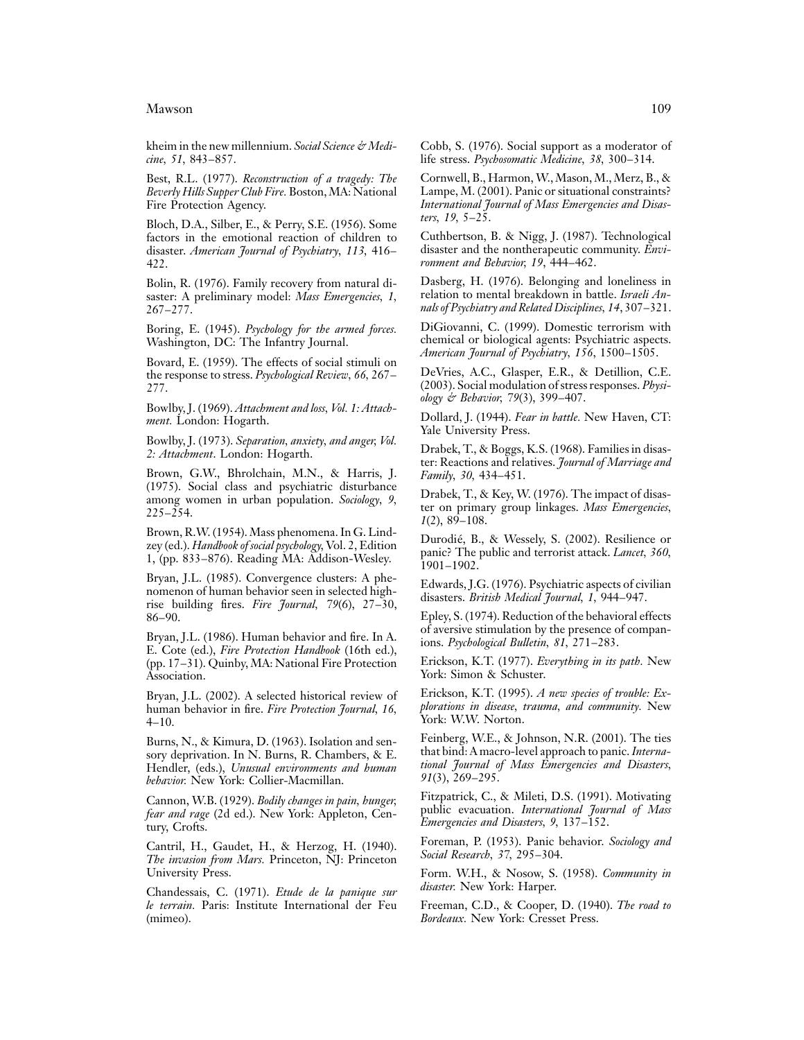kheim in the new millennium. *Social Science & Medicine*, *51*, 843–857.

Best, R.L. (1977). *Reconstruction of a tragedy: The Beverly Hills Supper Club Fire.* Boston, MA: National Fire Protection Agency.

Bloch, D.A., Silber, E., & Perry, S.E. (1956). Some factors in the emotional reaction of children to disaster. *American Journal of Psychiatry*, *113*, 416–422.

Bolin, R. (1976). Family recovery from natural disaster: A preliminary model: *Mass Emergencies*, *1*, 267–277.

Boring, E. (1945). *Psychology for the armed forces.* Washington, DC: The Infantry Journal.

Bovard, E. (1959). The effects of social stimuli on the response to stress. *Psychological Review*, *66*, 267–277.

Bowlby, J. (1969). *Attachment and loss, Vol. 1: Attachment.* London: Hogarth.

Bowlby, J. (1973). *Separation, anxiety, and anger, Vol. 2: Attachment*. London: Hogarth.

Brown, G.W., Bhrolchain, M.N., & Harris, J. (1975). Social class and psychiatric disturbance among women in urban population. *Sociology*, *9*, 225–254.

Brown, R.W. (1954). Mass phenomena. In G. Lindzey (ed.). *Handbook of social psychology*, Vol. 2, Edition 1, (pp. 833–876). Reading MA: Addison-Wesley.

Bryan, J.L. (1985). Convergence clusters: A phenomenon of human behavior seen in selected highrise building fires. *Fire Journal*, *79*(6), 27–30, 86–90.

Bryan, J.L. (1986). Human behavior and fire. In A. E. Cote (ed.), *Fire Protection Handbook* (16th ed.), (pp. 17–31). Quinby, MA: National Fire Protection Association.

Bryan, J.L. (2002). A selected historical review of human behavior in fire. *Fire Protection Journal*, *16*, 4–10.

Burns, N., & Kimura, D. (1963). Isolation and sensory deprivation. In N. Burns, R. Chambers, & E. Hendler, (eds.), *Unusual environments and human behavior.* New York: Collier-Macmillan.

Cannon, W.B. (1929). *Bodily changes in pain, hunger, fear and rage* (2d ed.). New York: Appleton, Century, Crofts.

Cantril, H., Gaudet, H., & Herzog, H. (1940). *The invasion from Mars.* Princeton, NJ: Princeton University Press.

Chandessais, C. (1971). *Etude de la panique sur le terrain.* Paris: Institute International der Feu (mimeo).

Cobb, S. (1976). Social support as a moderator of life stress. *Psychosomatic Medicine*, *38*, 300–314.

Cornwell, B., Harmon, W., Mason, M., Merz, B., & Lampe, M. (2001). Panic or situational constraints? *International Journal of Mass Emergencies and Disasters*, *19*, 5–25.

Cuthbertson, B. & Nigg, J. (1987). Technological disaster and the nontherapeutic community. *Environment and Behavior*, *19*, 444–462.

Dasberg, H. (1976). Belonging and loneliness in relation to mental breakdown in battle. *Israeli Annals of Psychiatry and Related Disciplines*, *14*, 307–321.

DiGiovanni, C. (1999). Domestic terrorism with chemical or biological agents: Psychiatric aspects. *American Journal of Psychiatry*, *156*, 1500–1505.

DeVries, A.C., Glasper, E.R., & Detillion, C.E. (2003). Social modulation of stress responses. *Physiology & Behavior*, *79*(3), 399–407.

Dollard, J. (1944). *Fear in battle.* New Haven, CT: Yale University Press.

Drabek, T., & Boggs, K.S. (1968). Families in disaster: Reactions and relatives. *Journal of Marriage and Family*, *30*, 434–451.

Drabek, T., & Key, W. (1976). The impact of disaster on primary group linkages. *Mass Emergencies*, *1*(2), 89–108.

Durodié, B., & Wessely, S. (2002). Resilience or panic? The public and terrorist attack. *Lancet*, *360*, 1901–1902.

Edwards, J.G. (1976). Psychiatric aspects of civilian disasters. *British Medical Journal*, *1*, 944–947.

Epley, S. (1974). Reduction of the behavioral effects of aversive stimulation by the presence of companions. *Psychological Bulletin*, *81*, 271–283.

Erickson, K.T. (1977). *Everything in its path.* New York: Simon & Schuster.

Erickson, K.T. (1995). *A new species of trouble: Explorations in disease, trauma, and community.* New York: W.W. Norton.

Feinberg, W.E., & Johnson, N.R. (2001). The ties that bind: A macro-level approach to panic. *International Journal of Mass Emergencies and Disasters*, *91*(3), 269–295.

Fitzpatrick, C., & Mileti, D.S. (1991). Motivating public evacuation. *International Journal of Mass Emergencies and Disasters*, *9*, 137–152.

Foreman, P. (1953). Panic behavior. *Sociology and Social Research*, *37*, 295–304.

Form. W.H., & Nosow, S. (1958). *Community in disaster.* New York: Harper.

Freeman, C.D., & Cooper, D. (1940). *The road to Bordeaux.* New York: Cresset Press.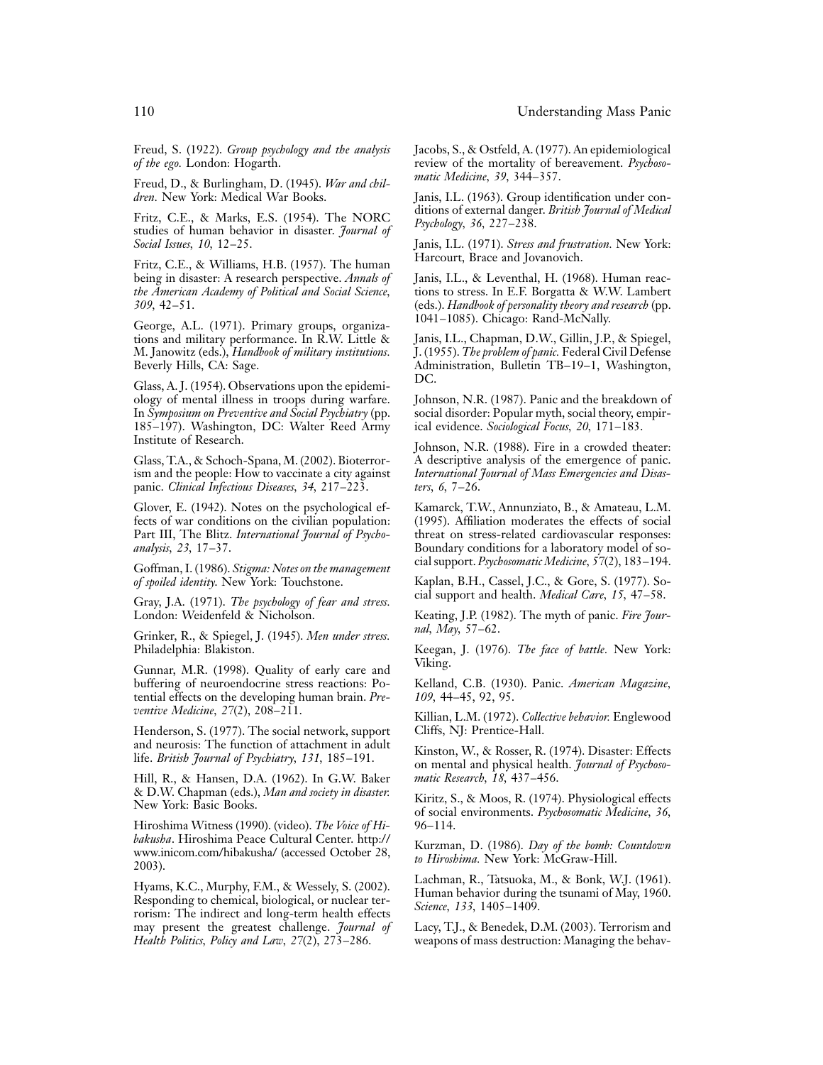Freud, S. (1922). *Group psychology and the analysis of the ego.* London: Hogarth.

Freud, D., & Burlingham, D. (1945). *War and children.* New York: Medical War Books.

Fritz, C.E., & Marks, E.S. (1954). The NORC studies of human behavior in disaster. *Journal of Social Issues*, *10*, 12–25.

Fritz, C.E., & Williams, H.B. (1957). The human being in disaster: A research perspective. *Annals of the American Academy of Political and Social Science*, *309*, 42–51.

George, A.L. (1971). Primary groups, organizations and military performance. In R.W. Little & M. Janowitz (eds.), *Handbook of military institutions.* Beverly Hills, CA: Sage.

Glass, A. J. (1954). Observations upon the epidemiology of mental illness in troops during warfare. In *Symposium on Preventive and Social Psychiatry* (pp. 185–197). Washington, DC: Walter Reed Army Institute of Research.

Glass, T.A., & Schoch-Spana, M. (2002). Bioterrorism and the people: How to vaccinate a city against panic. *Clinical Infectious Diseases*, *34*, 217–223.

Glover, E. (1942). Notes on the psychological effects of war conditions on the civilian population: Part III, The Blitz. *International Journal of Psychoanalysis*, *23*, 17–37.

Goffman, I. (1986). *Stigma: Notes on the management of spoiled identity.* New York: Touchstone.

Gray, J.A. (1971). *The psychology of fear and stress.* London: Weidenfeld & Nicholson.

Grinker, R., & Spiegel, J. (1945). *Men under stress.* Philadelphia: Blakiston.

Gunnar, M.R. (1998). Quality of early care and buffering of neuroendocrine stress reactions: Potential effects on the developing human brain. *Preventive Medicine*, *27*(2), 208–211.

Henderson, S. (1977). The social network, support and neurosis: The function of attachment in adult life. *British Journal of Psychiatry*, *131*, 185–191.

Hill, R., & Hansen, D.A. (1962). In G.W. Baker & D.W. Chapman (eds.), *Man and society in disaster.* New York: Basic Books.

Hiroshima Witness (1990). (video). *The Voice of Hibakusha*. Hiroshima Peace Cultural Center. http://www.inicom.com/hibakusha/ (accessed October 28, 2003).

Hyams, K.C., Murphy, F.M., & Wessely, S. (2002). Responding to chemical, biological, or nuclear terrorism: The indirect and long-term health effects may present the greatest challenge. *Journal of Health Politics, Policy and Law*, *27*(2), 273–286.

Jacobs, S., & Ostfeld, A. (1977). An epidemiological review of the mortality of bereavement. *Psychosomatic Medicine*, *39*, 344–357.

Janis, I.L. (1963). Group identification under conditions of external danger. *British Journal of Medical Psychology*, *36*, 227–238.

Janis, I.L. (1971). *Stress and frustration.* New York: Harcourt, Brace and Jovanovich.

Janis, I.L., & Leventhal, H. (1968). Human reactions to stress. In E.F. Borgatta & W.W. Lambert (eds.). *Handbook of personality theory and research* (pp. 1041–1085). Chicago: Rand-McNally.

Janis, I.L., Chapman, D.W., Gillin, J.P., & Spiegel, J. (1955). *The problem of panic.* Federal Civil Defense Administration, Bulletin TB–19–1, Washington, DC.

Johnson, N.R. (1987). Panic and the breakdown of social disorder: Popular myth, social theory, empirical evidence. *Sociological Focus*, *20*, 171–183.

Johnson, N.R. (1988). Fire in a crowded theater: A descriptive analysis of the emergence of panic. *International Journal of Mass Emergencies and Disasters*, *6*, 7–26.

Kamarck, T.W., Annunziato, B., & Amateau, L.M. (1995). Affiliation moderates the effects of social threat on stress-related cardiovascular responses: Boundary conditions for a laboratory model of social support. *Psychosomatic Medicine*, *57*(2), 183–194.

Kaplan, B.H., Cassel, J.C., & Gore, S. (1977). Social support and health. *Medical Care*, *15*, 47–58.

Keating, J.P. (1982). The myth of panic. *Fire Journal*, *May*, 57–62.

Keegan, J. (1976). *The face of battle*. New York: Viking.

Kelland, C.B. (1930). Panic. *American Magazine*, *109*, 44–45, 92, 95.

Killian, L.M. (1972). *Collective behavior.* Englewood Cliffs, NJ: Prentice-Hall.

Kinston, W., & Rosser, R. (1974). Disaster: Effects on mental and physical health. *Journal of Psychosomatic Research*, *18*, 437–456.

Kiritz, S., & Moos, R. (1974). Physiological effects of social environments. *Psychosomatic Medicine*, *36*, 96–114.

Kurzman, D. (1986). *Day of the bomb: Countdown to Hiroshima.* New York: McGraw-Hill.

Lachman, R., Tatsuoka, M., & Bonk, W.J. (1961). Human behavior during the tsunami of May, 1960. *Science*, *133*, 1405–1409.

Lacy, T.J., & Benedek, D.M. (2003). Terrorism and weapons of mass destruction: Managing the behav-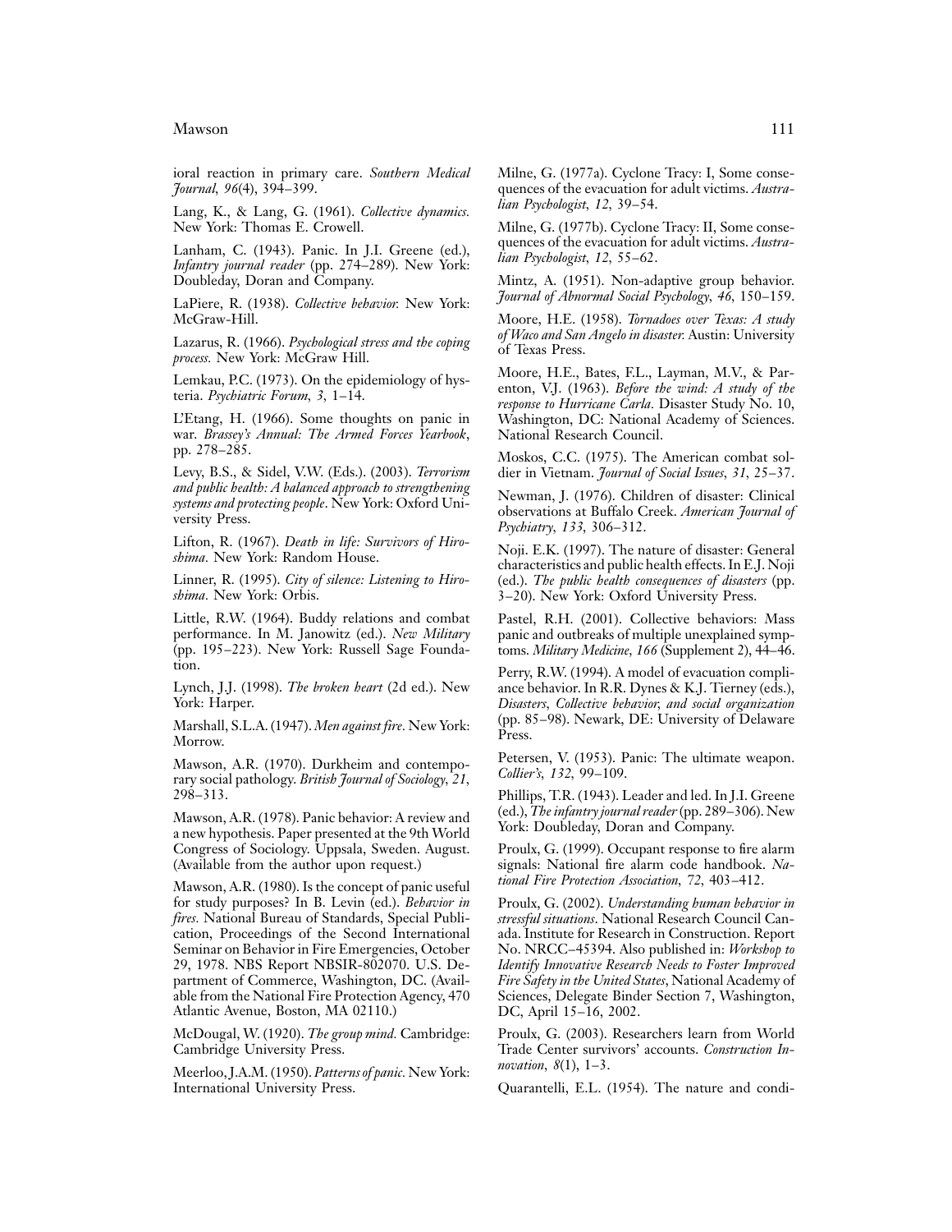ioral reaction in primary care. *Southern Medical Journal*, *96*(4), 394–399.

Lang, K., & Lang, G. (1961). *Collective dynamics.* New York: Thomas E. Crowell.

Lanham, C. (1943). Panic. In J.I. Greene (ed.), *Infantry journal reader* (pp. 274–289). New York: Doubleday, Doran and Company.

LaPiere, R. (1938). *Collective behavior.* New York: McGraw-Hill.

Lazarus, R. (1966). *Psychological stress and the coping process.* New York: McGraw Hill.

Lemkau, P.C. (1973). On the epidemiology of hysteria. *Psychiatric Forum*, *3*, 1–14.

L'Etang, H. (1966). Some thoughts on panic in war. *Brassey's Annual: The Armed Forces Yearbook*, pp. 278–285.

Levy, B.S., & Sidel, V.W. (Eds.). (2003). *Terrorism and public health: A balanced approach to strengthening systems and protecting people*. New York: Oxford University Press.

Lifton, R. (1967). *Death in life: Survivors of Hiroshima.* New York: Random House.

Linner, R. (1995). *City of silence: Listening to Hiroshima.* New York: Orbis.

Little, R.W. (1964). Buddy relations and combat performance. In M. Janowitz (ed.). *New Military* (pp. 195–223). New York: Russell Sage Foundation.

Lynch, J.J. (1998). *The broken heart* (2d ed.). New York: Harper.

Marshall, S.L.A. (1947). *Men against fire.* New York: Morrow.

Mawson, A.R. (1970). Durkheim and contemporary social pathology. *British Journal of Sociology*, *21*, 298–313.

Mawson, A.R. (1978). Panic behavior: A review and a new hypothesis. Paper presented at the 9th World Congress of Sociology. Uppsala, Sweden. August. (Available from the author upon request.)

Mawson, A.R. (1980). Is the concept of panic useful for study purposes? In B. Levin (ed.). *Behavior in fires.* National Bureau of Standards, Special Publication, Proceedings of the Second International Seminar on Behavior in Fire Emergencies, October 29, 1978. NBS Report NBSIR-802070. U.S. Department of Commerce, Washington, DC. (Available from the National Fire Protection Agency, 470 Atlantic Avenue, Boston, MA 02110.)

McDougal, W. (1920). *The group mind.* Cambridge: Cambridge University Press.

Meerloo, J.A.M. (1950). *Patterns of panic.* New York: International University Press.

Milne, G. (1977a). Cyclone Tracy: I, Some consequences of the evacuation for adult victims. *Australian Psychologist*, *12*, 39–54.

Milne, G. (1977b). Cyclone Tracy: II, Some consequences of the evacuation for adult victims. *Australian Psychologist*, *12*, 55–62.

Mintz, A. (1951). Non-adaptive group behavior. *Journal of Abnormal Social Psychology*, *46*, 150–159.

Moore, H.E. (1958). *Tornadoes over Texas: A study of Waco and San Angelo in disaster.* Austin: University of Texas Press.

Moore, H.E., Bates, F.L., Layman, M.V., & Parenton, V.J. (1963). *Before the wind: A study of the response to Hurricane Carla.* Disaster Study No. 10, Washington, DC: National Academy of Sciences. National Research Council.

Moskos, C.C. (1975). The American combat soldier in Vietnam. *Journal of Social Issues*, *31*, 25–37.

Newman, J. (1976). Children of disaster: Clinical observations at Buffalo Creek. *American Journal of Psychiatry*, *133*, 306–312.

Noji. E.K. (1997). The nature of disaster: General characteristics and public health effects. In E.J. Noji (ed.). *The public health consequences of disasters* (pp. 3–20). New York: Oxford University Press.

Pastel, R.H. (2001). Collective behaviors: Mass panic and outbreaks of multiple unexplained symptoms. *Military Medicine*, *166* (Supplement 2), 44–46.

Perry, R.W. (1994). A model of evacuation compliance behavior. In R.R. Dynes & K.J. Tierney (eds.), *Disasters, Collective behavior, and social organization* (pp. 85–98). Newark, DE: University of Delaware Press.

Petersen, V. (1953). Panic: The ultimate weapon. *Collier's*, *132*, 99–109.

Phillips, T.R. (1943). Leader and led. In J.I. Greene (ed.), *The infantry journal reader* (pp. 289–306). New York: Doubleday, Doran and Company.

Proulx, G. (1999). Occupant response to fire alarm signals: National fire alarm code handbook. *National Fire Protection Association*, 72, 403–412.

Proulx, G. (2002). *Understanding human behavior in stressful situations*. National Research Council Canada. Institute for Research in Construction. Report No. NRCC–45394. Also published in: *Workshop to Identify Innovative Research Needs to Foster Improved Fire Safety in the United States*, National Academy of Sciences, Delegate Binder Section 7, Washington, DC, April 15–16, 2002.

Proulx, G. (2003). Researchers learn from World Trade Center survivors' accounts. *Construction Innovation*, *8*(1), 1–3.

Quarantelli, E.L. (1954). The nature and condi-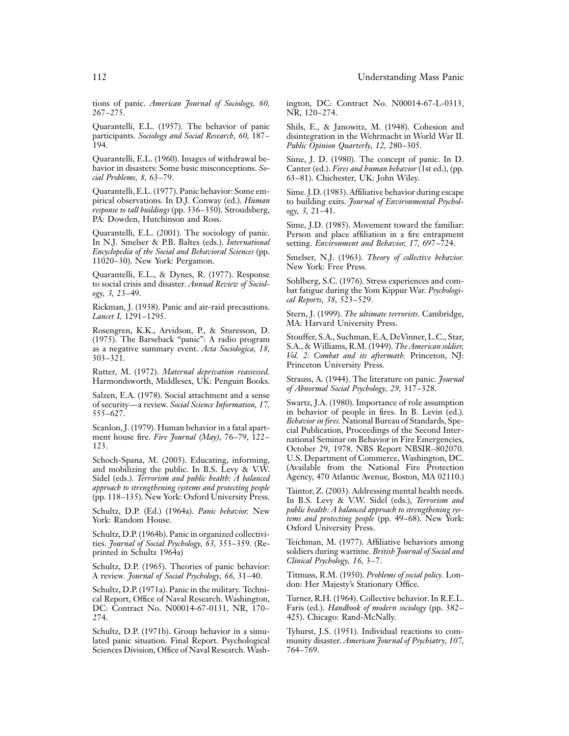tions of panic. *American Journal of Sociology*, *60*, 267–275.

Quarantelli, E.L. (1957). The behavior of panic participants. *Sociology and Social Research*, *60*, 187–194.

Quarantelli, E.L. (1960). Images of withdrawal behavior in disasters: Some basic misconceptions. *Social Problems*, *8*, 63–79.

Quarantelli, E.L. (1977). Panic behavior: Some empirical observations. In D.J. Conway (ed.). *Human response to tall buildings* (pp. 336–350). Stroudsberg, PA: Dowden, Hutchinson and Ross.

Quarantelli, E.L. (2001). The sociology of panic. In N.J. Smelser & P.B. Baltes (eds.). *International Encyclopedia of the Social and Behavioral Sciences* (pp. 11020–30). New York: Pergamon.

Quarantelli, E.L., & Dynes, R. (1977). Response to social crisis and disaster. *Annual Review of Sociology*, *3*, 23–49.

Rickman, J. (1938). Panic and air-raid precautions. *Lancet I*, 1291–1295.

Rosengren, K.K., Arvidson, P., & Sturesson, D. (1975). The Barseback "panic": A radio program as a negative summary event. *Acta Sociologica*, *18*, 303–321.

Rutter, M. (1972). *Maternal deprivation reassessed.* Harmondsworth, Middlesex, UK: Penguin Books.

Salzen, E.A. (1978). Social attachment and a sense of security—a review. *Social Science Information*, *17*, 555–627.

Scanlon, J. (1979). Human behavior in a fatal apartment house fire. *Fire Journal (May)*, 76–79, 122–123.

Schoch-Spana, M. (2003). Educating, informing, and mobilizing the public. In B.S. Levy & V.W. Sidel (eds.). *Terrorism and public health: A balanced approach to strengthening systems and protecting people* (pp. 118–135). New York: Oxford University Press.

Schultz, D.P. (Ed.) (1964a). *Panic behavior.* New York: Random House.

Schultz, D.P. (1964b). Panic in organized collectivities. *Journal of Social Psychology*, *63*, 353–359. (Reprinted in Schultz 1964a)

Schultz, D.P. (1965). Theories of panic behavior: A review. *Journal of Social Psychology*, *66*, 31–40.

Schultz, D.P. (1971a). Panic in the military. Technical Report, Office of Naval Research. Washington, DC: Contract No. N00014-67-0131, NR, 170–274.

Schultz, D.P. (1971b). Group behavior in a simulated panic situation. Final Report. Psychological Sciences Division, Office of Naval Research. Washington, DC: Contract No. N00014-67-L-0313, NR, 120–274.

Shils, E., & Janowitz, M. (1948). Cohesion and disintegration in the Wehrmacht in World War II. *Public Opinion Quarterly*, *12*, 280–305.

Sime, J. D. (1980). The concept of panic. In D. Canter (ed.). *Fires and human behavior* (1st ed.), (pp. 63–81). Chichester, UK: John Wiley.

Sime. J.D. (1983). Affiliative behavior during escape to building exits. *Journal of Environmental Psychology*, *3*, 21–41.

Sime, J.D. (1985). Movement toward the familiar: Person and place affiliation in a fire entrapment setting. *Environment and Behavior*, *17*, 697–724.

Smelser, N.J. (1963). *Theory of collective behavior.* New York: Free Press.

Sohlberg, S.C. (1976). Stress experiences and combat fatigue during the Yom Kippur War. *Psychological Reports*, *38*, 523–529.

Stern, J. (1999). *The ultimate terrorists*. Cambridge, MA: Harvard University Press.

Stouffer, S.A., Suchman, E.A, DeVinner, L.C., Star, S.A., & Williams, R.M. (1949). *The American soldier, Vol. 2: Combat and its aftermath.* Princeton, NJ: Princeton University Press.

Strauss, A. (1944). The literature on panic. *Journal of Abnormal Social Psychology*, *29*, 317–328.

Swartz, J.A. (1980). Importance of role assumption in behavior of people in fires. In B. Levin (ed.). *Behavior in fires.* National Bureau of Standards, Special Publication, Proceedings of the Second International Seminar on Behavior in Fire Emergencies, October 29, 1978. NBS Report NBSIR–802070. U.S. Department of Commerce, Washington, DC. (Available from the National Fire Protection Agency, 470 Atlantic Avenue, Boston, MA 02110.)

Taintor, Z. (2003). Addressing mental health needs. In B.S. Levy & V.W. Sidel (eds.), *Terrorism and public health: A balanced approach to strengthening systems and protecting people* (pp. 49–68). New York: Oxford University Press.

Teichman, M. (1977). Affiliative behaviors among soldiers during wartime. *British Journal of Social and Clinical Psychology*, *16*, 3–7.

Titmuss, R.M. (1950). *Problems of social policy.* London: Her Majesty's Stationary Office.

Turner, R.H. (1964). Collective behavior. In R.E.L. Faris (ed.). *Handbook of modern sociology* (pp. 382–425). Chicago: Rand-McNally.

Tyhurst, J.S. (1951). Individual reactions to community disaster. *American Journal of Psychiatry*, *107*, 764–769.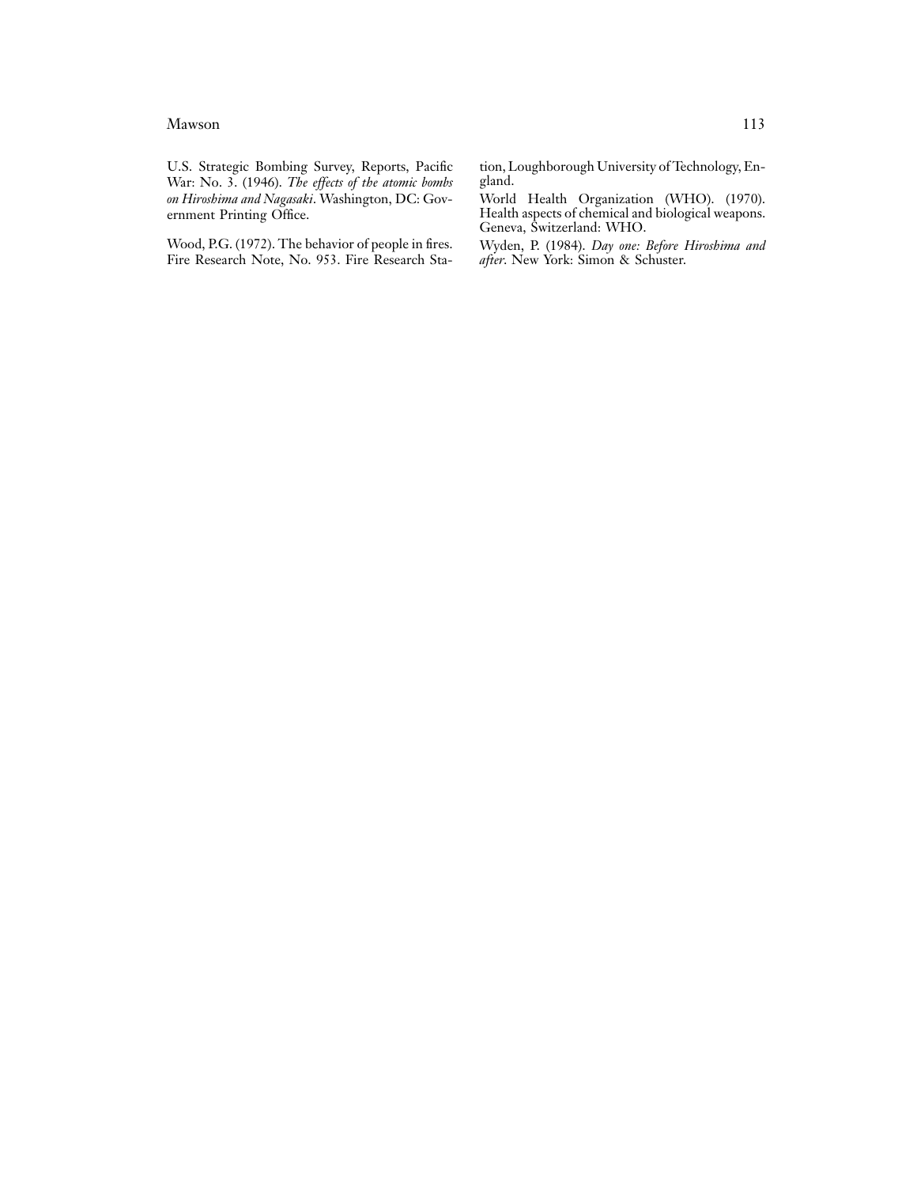U.S. Strategic Bombing Survey, Reports, Pacific War: No. 3. (1946). *The effects of the atomic bombs on Hiroshima and Nagasaki*. Washington, DC: Government Printing Office.

Wood, P.G. (1972). The behavior of people in fires. Fire Research Note, No. 953. Fire Research Station, Loughborough University of Technology, England.

World Health Organization (WHO). (1970). Health aspects of chemical and biological weapons. Geneva, Switzerland: WHO.

Wyden, P. (1984). *Day one: Before Hiroshima and after*. New York: Simon & Schuster.